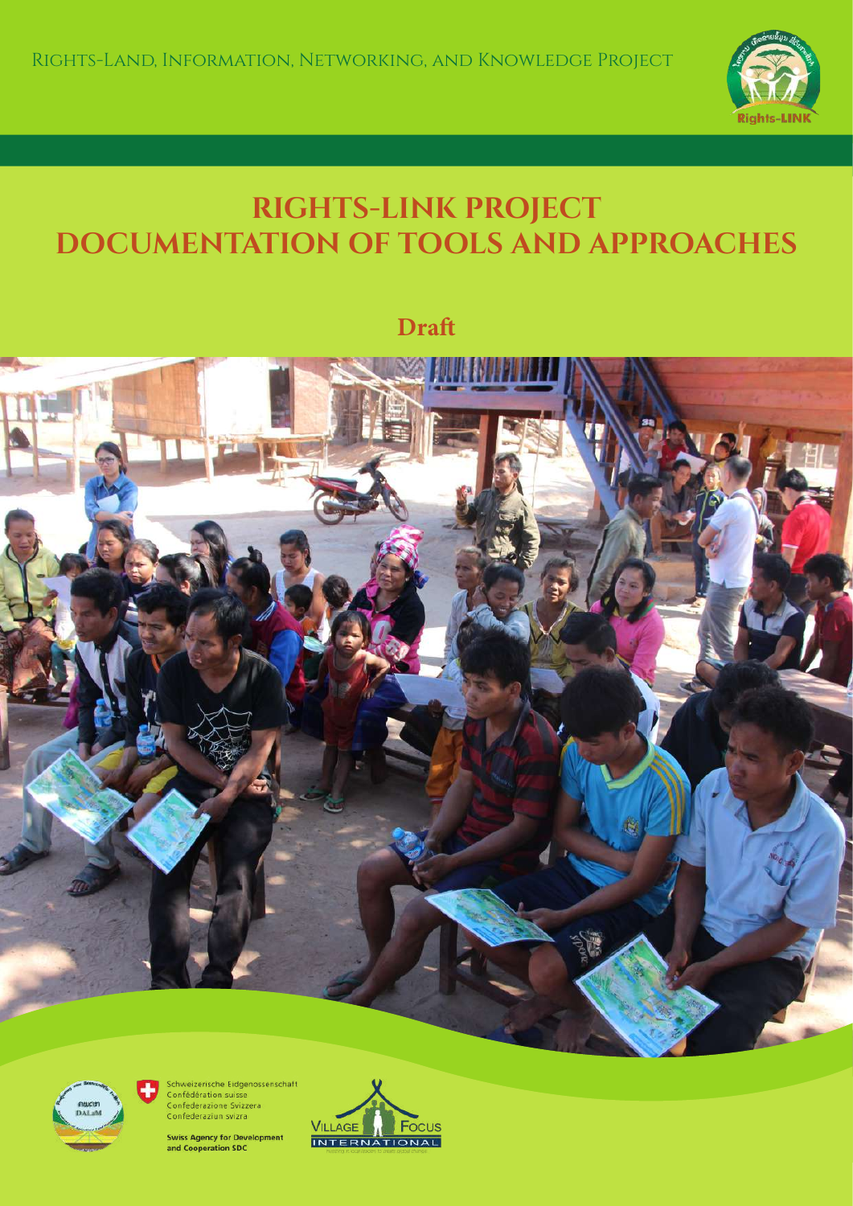Rights-Land, Information, Networking, and Knowledge Project

# RIGHTS-LINK PROJECT DOCUMENTATION OF TOOLS AND APPROACHES

## Draft

Schweizerische Eidgenossenschaft
Confédération suisse
Confederazione Svizzera
Confederaziun svizra

Swiss Agency for Development and Cooperation SDC

Village Focus International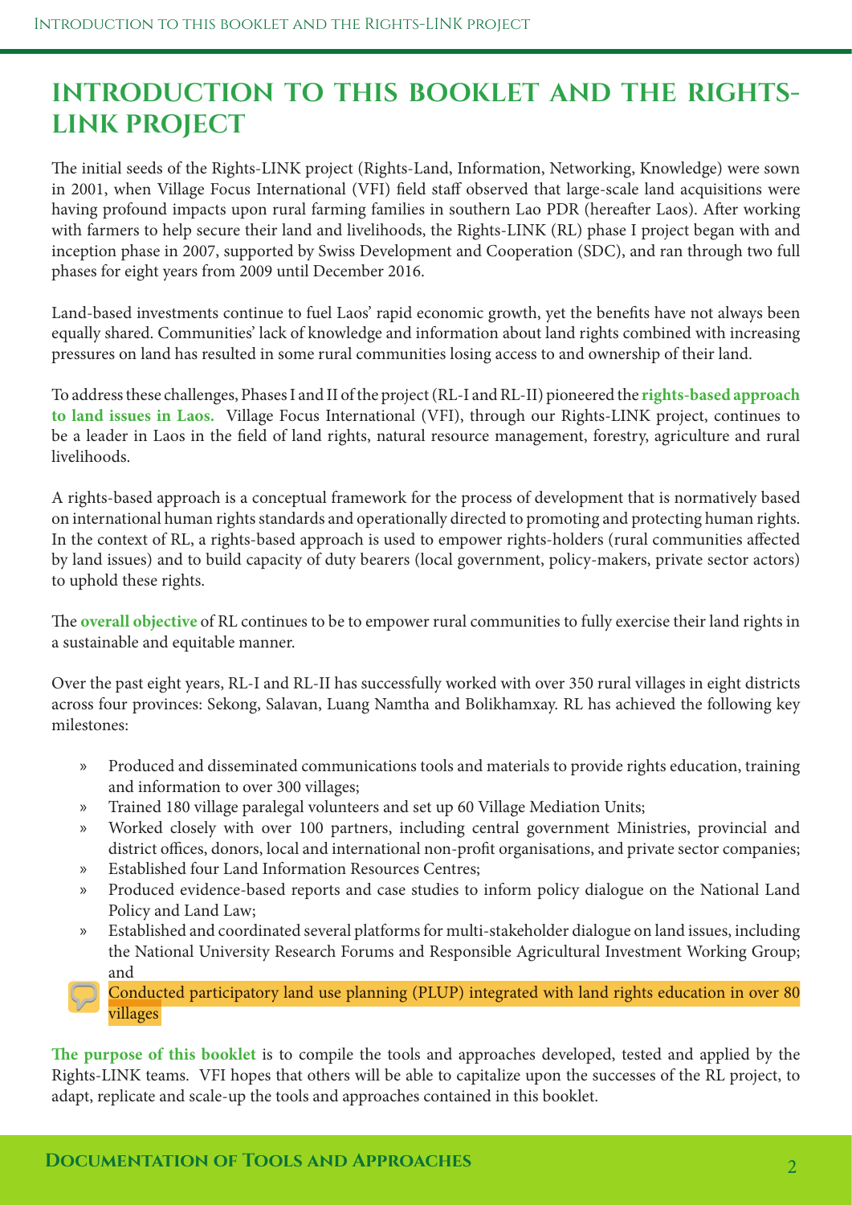# INTRODUCTION TO THIS BOOKLET AND THE RIGHTS-LINK PROJECT

The initial seeds of the Rights-LINK project (Rights-Land, Information, Networking, Knowledge) were sown in 2001, when Village Focus International (VFI) field staff observed that large-scale land acquisitions were having profound impacts upon rural farming families in southern Lao PDR (hereafter Laos). After working with farmers to help secure their land and livelihoods, the Rights-LINK (RL) phase I project began with and inception phase in 2007, supported by Swiss Development and Cooperation (SDC), and ran through two full phases for eight years from 2009 until December 2016.

Land-based investments continue to fuel Laos' rapid economic growth, yet the benefits have not always been equally shared. Communities' lack of knowledge and information about land rights combined with increasing pressures on land has resulted in some rural communities losing access to and ownership of their land.

To address these challenges, Phases I and II of the project (RL-I and RL-II) pioneered the **rights-based approach to land issues in Laos.** Village Focus International (VFI), through our Rights-LINK project, continues to be a leader in Laos in the field of land rights, natural resource management, forestry, agriculture and rural livelihoods.

A rights-based approach is a conceptual framework for the process of development that is normatively based on international human rights standards and operationally directed to promoting and protecting human rights. In the context of RL, a rights-based approach is used to empower rights-holders (rural communities affected by land issues) and to build capacity of duty bearers (local government, policy-makers, private sector actors) to uphold these rights.

The **overall objective** of RL continues to be to empower rural communities to fully exercise their land rights in a sustainable and equitable manner.

Over the past eight years, RL-I and RL-II has successfully worked with over 350 rural villages in eight districts across four provinces: Sekong, Salavan, Luang Namtha and Bolikhamxay. RL has achieved the following key milestones:

- Produced and disseminated communications tools and materials to provide rights education, training and information to over 300 villages;
- Trained 180 village paralegal volunteers and set up 60 Village Mediation Units;
- Worked closely with over 100 partners, including central government Ministries, provincial and district offices, donors, local and international non-profit organisations, and private sector companies;
- Established four Land Information Resources Centres;
- Produced evidence-based reports and case studies to inform policy dialogue on the National Land Policy and Land Law;
- Established and coordinated several platforms for multi-stakeholder dialogue on land issues, including the National University Research Forums and Responsible Agricultural Investment Working Group; and
- Conducted participatory land use planning (PLUP) integrated with land rights education in over 80 villages

**The purpose of this booklet** is to compile the tools and approaches developed, tested and applied by the Rights-LINK teams. VFI hopes that others will be able to capitalize upon the successes of the RL project, to adapt, replicate and scale-up the tools and approaches contained in this booklet.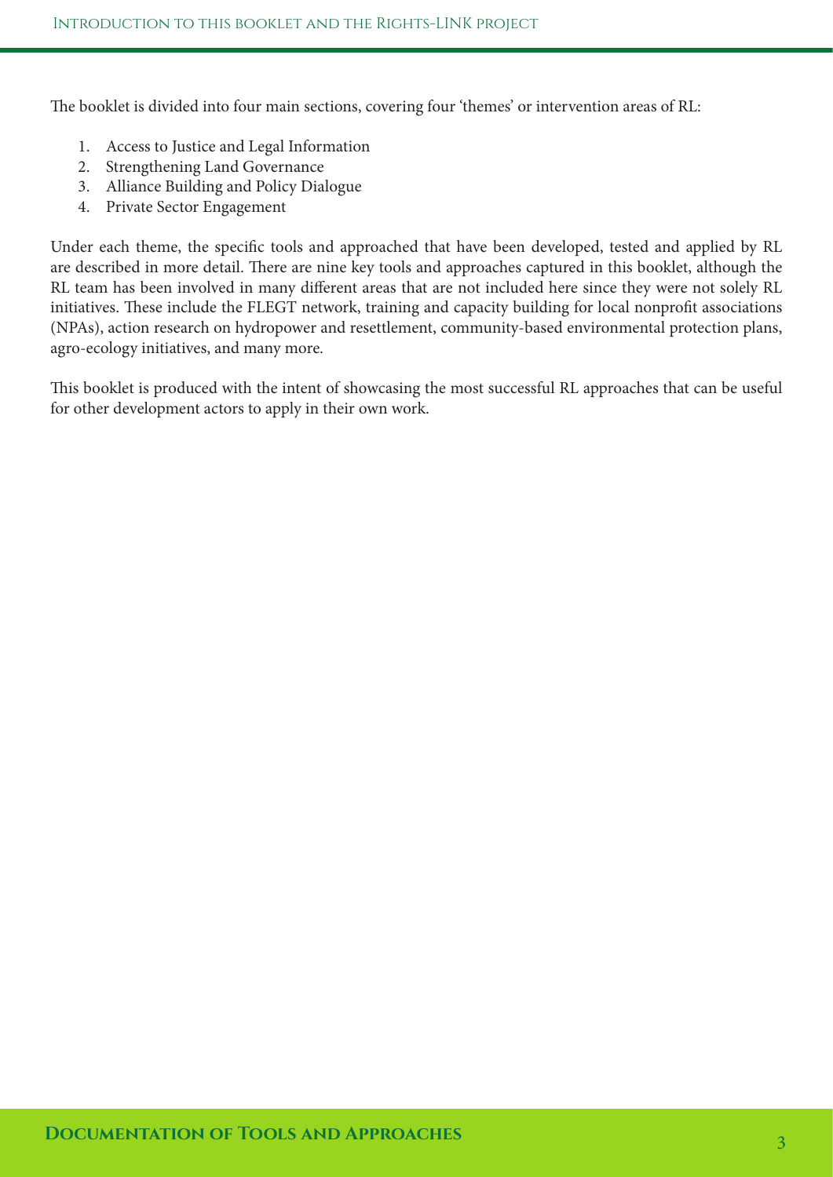The booklet is divided into four main sections, covering four 'themes' or intervention areas of RL:

1. Access to Justice and Legal Information
2. Strengthening Land Governance
3. Alliance Building and Policy Dialogue
4. Private Sector Engagement

Under each theme, the specific tools and approached that have been developed, tested and applied by RL are described in more detail. There are nine key tools and approaches captured in this booklet, although the RL team has been involved in many different areas that are not included here since they were not solely RL initiatives. These include the FLEGT network, training and capacity building for local nonprofit associations (NPAs), action research on hydropower and resettlement, community-based environmental protection plans, agro-ecology initiatives, and many more.

This booklet is produced with the intent of showcasing the most successful RL approaches that can be useful for other development actors to apply in their own work.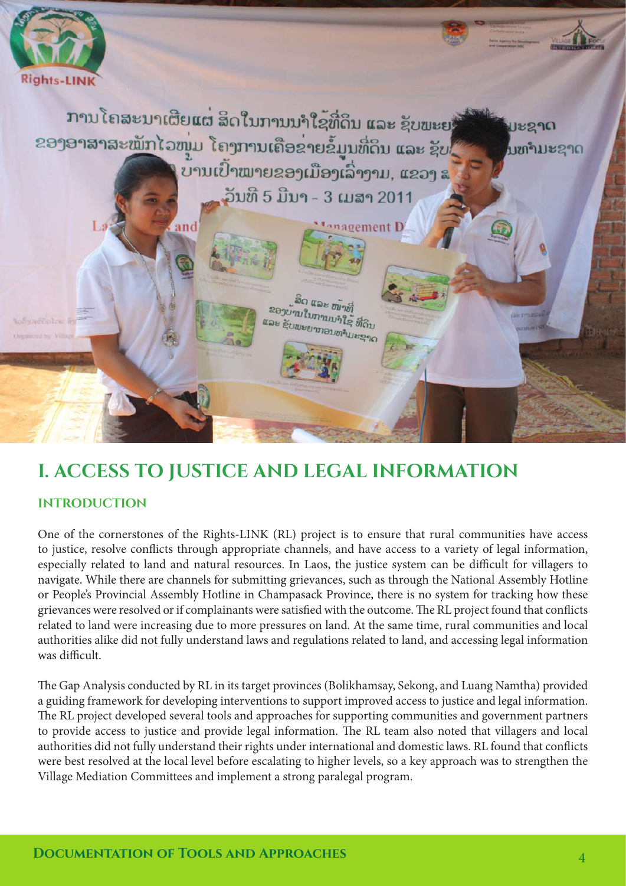# I. ACCESS TO JUSTICE AND LEGAL INFORMATION

## INTRODUCTION

One of the cornerstones of the Rights-LINK (RL) project is to ensure that rural communities have access to justice, resolve conflicts through appropriate channels, and have access to a variety of legal information, especially related to land and natural resources. In Laos, the justice system can be difficult for villagers to navigate. While there are channels for submitting grievances, such as through the National Assembly Hotline or People's Provincial Assembly Hotline in Champasack Province, there is no system for tracking how these grievances were resolved or if complainants were satisfied with the outcome. The RL project found that conflicts related to land were increasing due to more pressures on land. At the same time, rural communities and local authorities alike did not fully understand laws and regulations related to land, and accessing legal information was difficult.

The Gap Analysis conducted by RL in its target provinces (Bolikhamsay, Sekong, and Luang Namtha) provided a guiding framework for developing interventions to support improved access to justice and legal information. The RL project developed several tools and approaches for supporting communities and government partners to provide access to justice and provide legal information. The RL team also noted that villagers and local authorities did not fully understand their rights under international and domestic laws. RL found that conflicts were best resolved at the local level before escalating to higher levels, so a key approach was to strengthen the Village Mediation Committees and implement a strong paralegal program.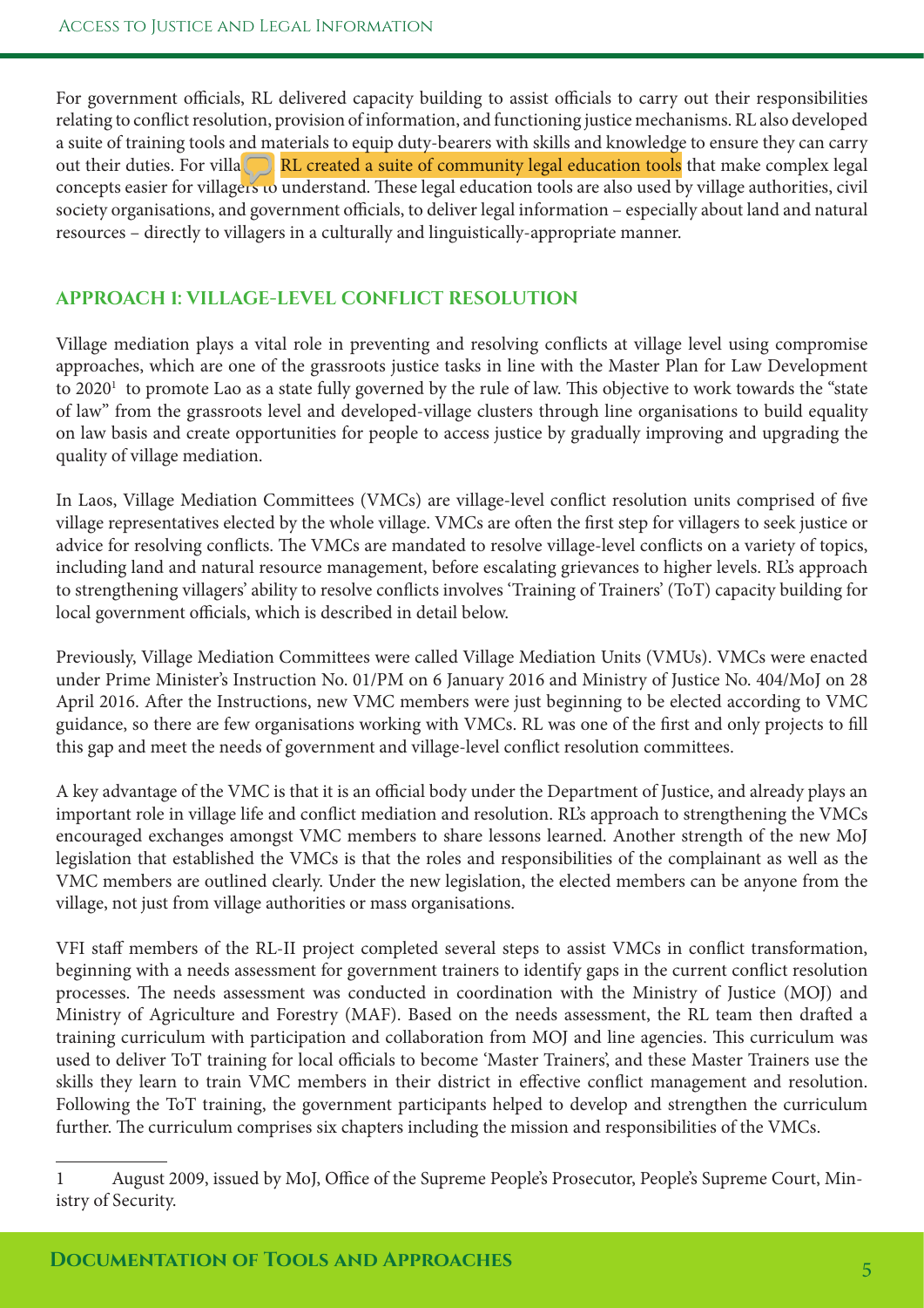For government officials, RL delivered capacity building to assist officials to carry out their responsibilities relating to conflict resolution, provision of information, and functioning justice mechanisms. RL also developed a suite of training tools and materials to equip duty-bearers with skills and knowledge to ensure they can carry out their duties. For villagers, RL created a suite of community legal education tools that make complex legal concepts easier for villagers to understand. These legal education tools are also used by village authorities, civil society organisations, and government officials, to deliver legal information – especially about land and natural resources – directly to villagers in a culturally and linguistically-appropriate manner.

## APPROACH 1: VILLAGE-LEVEL CONFLICT RESOLUTION

Village mediation plays a vital role in preventing and resolving conflicts at village level using compromise approaches, which are one of the grassroots justice tasks in line with the Master Plan for Law Development to 2020[1] to promote Lao as a state fully governed by the rule of law. This objective to work towards the "state of law" from the grassroots level and developed-village clusters through line organisations to build equality on law basis and create opportunities for people to access justice by gradually improving and upgrading the quality of village mediation.

In Laos, Village Mediation Committees (VMCs) are village-level conflict resolution units comprised of five village representatives elected by the whole village. VMCs are often the first step for villagers to seek justice or advice for resolving conflicts. The VMCs are mandated to resolve village-level conflicts on a variety of topics, including land and natural resource management, before escalating grievances to higher levels. RL's approach to strengthening villagers' ability to resolve conflicts involves 'Training of Trainers' (ToT) capacity building for local government officials, which is described in detail below.

Previously, Village Mediation Committees were called Village Mediation Units (VMUs). VMCs were enacted under Prime Minister's Instruction No. 01/PM on 6 January 2016 and Ministry of Justice No. 404/MoJ on 28 April 2016. After the Instructions, new VMC members were just beginning to be elected according to VMC guidance, so there are few organisations working with VMCs. RL was one of the first and only projects to fill this gap and meet the needs of government and village-level conflict resolution committees.

A key advantage of the VMC is that it is an official body under the Department of Justice, and already plays an important role in village life and conflict mediation and resolution. RL's approach to strengthening the VMCs encouraged exchanges amongst VMC members to share lessons learned. Another strength of the new MoJ legislation that established the VMCs is that the roles and responsibilities of the complainant as well as the VMC members are outlined clearly. Under the new legislation, the elected members can be anyone from the village, not just from village authorities or mass organisations.

VFI staff members of the RL-II project completed several steps to assist VMCs in conflict transformation, beginning with a needs assessment for government trainers to identify gaps in the current conflict resolution processes. The needs assessment was conducted in coordination with the Ministry of Justice (MOJ) and Ministry of Agriculture and Forestry (MAF). Based on the needs assessment, the RL team then drafted a training curriculum with participation and collaboration from MOJ and line agencies. This curriculum was used to deliver ToT training for local officials to become 'Master Trainers', and these Master Trainers use the skills they learn to train VMC members in their district in effective conflict management and resolution. Following the ToT training, the government participants helped to develop and strengthen the curriculum further. The curriculum comprises six chapters including the mission and responsibilities of the VMCs.

---

[1] August 2009, issued by MoJ, Office of the Supreme People's Prosecutor, People's Supreme Court, Ministry of Security.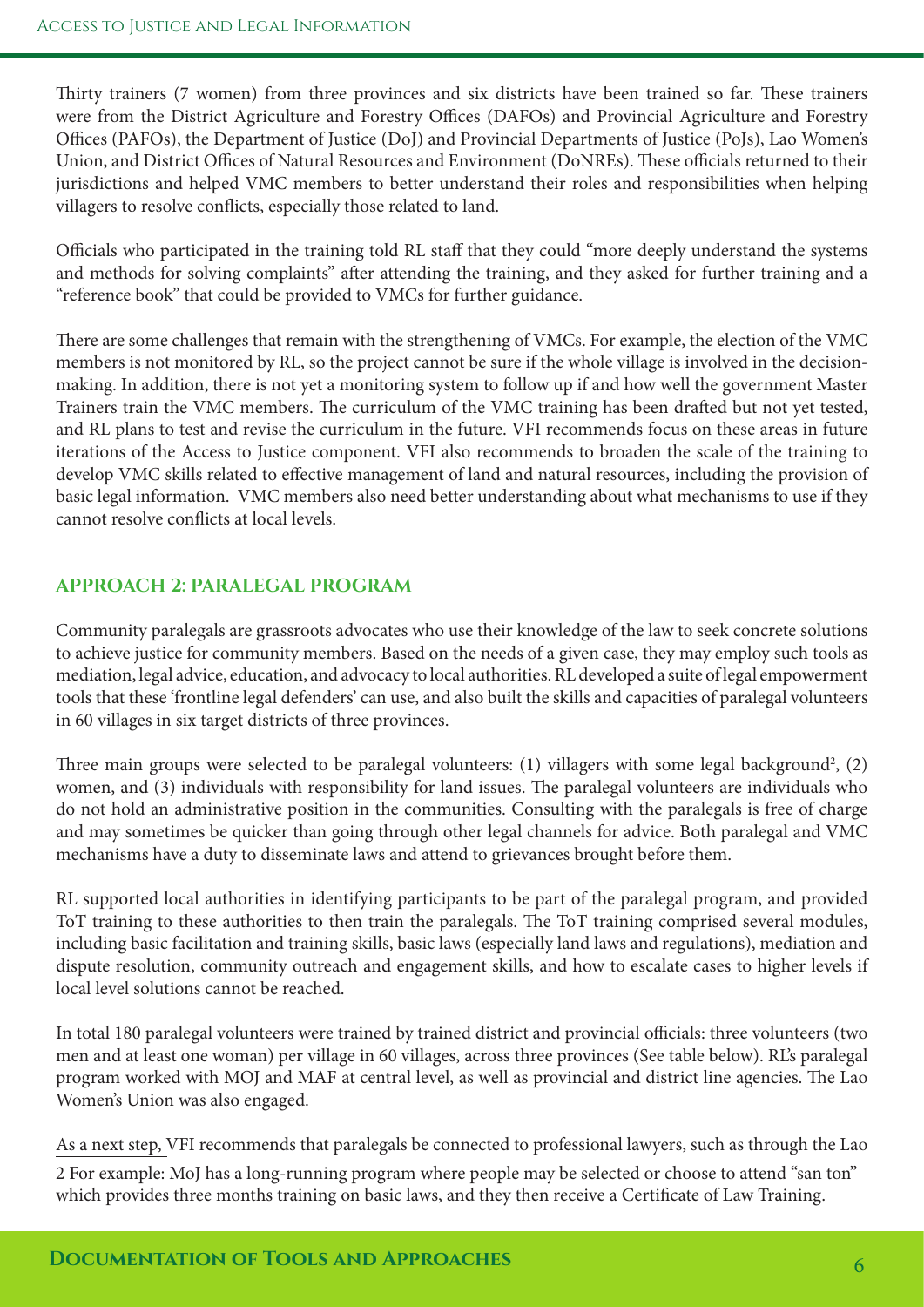Thirty trainers (7 women) from three provinces and six districts have been trained so far. These trainers were from the District Agriculture and Forestry Offices (DAFOs) and Provincial Agriculture and Forestry Offices (PAFOs), the Department of Justice (DoJ) and Provincial Departments of Justice (PoJs), Lao Women's Union, and District Offices of Natural Resources and Environment (DoNREs). These officials returned to their jurisdictions and helped VMC members to better understand their roles and responsibilities when helping villagers to resolve conflicts, especially those related to land.

Officials who participated in the training told RL staff that they could "more deeply understand the systems and methods for solving complaints" after attending the training, and they asked for further training and a "reference book" that could be provided to VMCs for further guidance.

There are some challenges that remain with the strengthening of VMCs. For example, the election of the VMC members is not monitored by RL, so the project cannot be sure if the whole village is involved in the decision-making. In addition, there is not yet a monitoring system to follow up if and how well the government Master Trainers train the VMC members. The curriculum of the VMC training has been drafted but not yet tested, and RL plans to test and revise the curriculum in the future. VFI recommends focus on these areas in future iterations of the Access to Justice component. VFI also recommends to broaden the scale of the training to develop VMC skills related to effective management of land and natural resources, including the provision of basic legal information. VMC members also need better understanding about what mechanisms to use if they cannot resolve conflicts at local levels.

## APPROACH 2: PARALEGAL PROGRAM

Community paralegals are grassroots advocates who use their knowledge of the law to seek concrete solutions to achieve justice for community members. Based on the needs of a given case, they may employ such tools as mediation, legal advice, education, and advocacy to local authorities. RL developed a suite of legal empowerment tools that these 'frontline legal defenders' can use, and also built the skills and capacities of paralegal volunteers in 60 villages in six target districts of three provinces.

Three main groups were selected to be paralegal volunteers: (1) villagers with some legal background[2], (2) women, and (3) individuals with responsibility for land issues. The paralegal volunteers are individuals who do not hold an administrative position in the communities. Consulting with the paralegals is free of charge and may sometimes be quicker than going through other legal channels for advice. Both paralegal and VMC mechanisms have a duty to disseminate laws and attend to grievances brought before them.

RL supported local authorities in identifying participants to be part of the paralegal program, and provided ToT training to these authorities to then train the paralegals. The ToT training comprised several modules, including basic facilitation and training skills, basic laws (especially land laws and regulations), mediation and dispute resolution, community outreach and engagement skills, and how to escalate cases to higher levels if local level solutions cannot be reached.

In total 180 paralegal volunteers were trained by trained district and provincial officials: three volunteers (two men and at least one woman) per village in 60 villages, across three provinces (See table below). RL's paralegal program worked with MOJ and MAF at central level, as well as provincial and district line agencies. The Lao Women's Union was also engaged.

As a next step, VFI recommends that paralegals be connected to professional lawyers, such as through the Lao

2 For example: MoJ has a long-running program where people may be selected or choose to attend "san ton" which provides three months training on basic laws, and they then receive a Certificate of Law Training.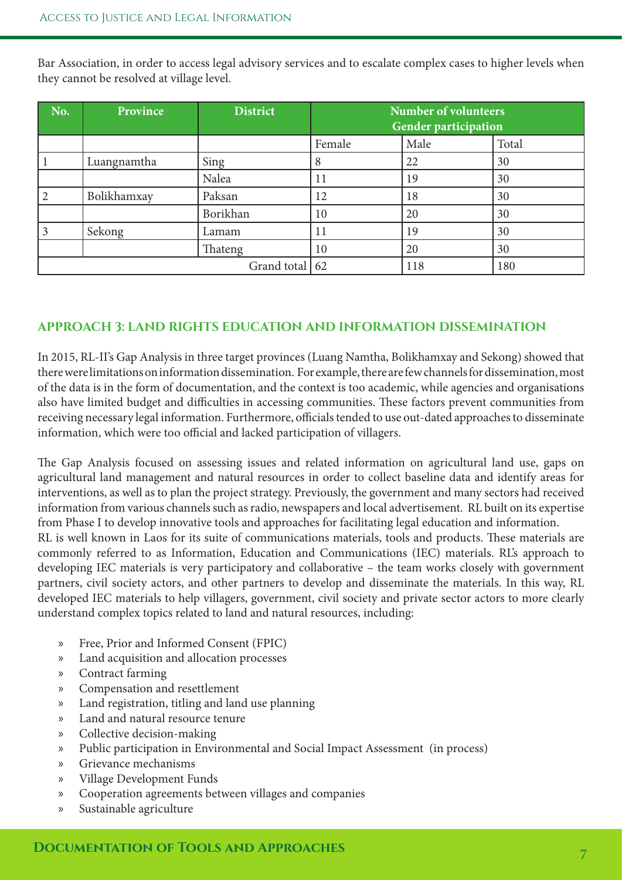Bar Association, in order to access legal advisory services and to escalate complex cases to higher levels when they cannot be resolved at village level.

| No. | Province | District | Number of volunteers Gender participation | | |
|---|---|---|---|---|---|
| | | | Female | Male | Total |
| 1 | Luangnamtha | Sing | 8 | 22 | 30 |
| | | Nalea | 11 | 19 | 30 |
| 2 | Bolikhamxay | Paksan | 12 | 18 | 30 |
| | | Borikhan | 10 | 20 | 30 |
| 3 | Sekong | Lamam | 11 | 19 | 30 |
| | | Thateng | 10 | 20 | 30 |
| | | Grand total | 62 | 118 | 180 |

## APPROACH 3: LAND RIGHTS EDUCATION AND INFORMATION DISSEMINATION

In 2015, RL-II's Gap Analysis in three target provinces (Luang Namtha, Bolikhamxay and Sekong) showed that there were limitations on information dissemination. For example, there are few channels for dissemination, most of the data is in the form of documentation, and the context is too academic, while agencies and organisations also have limited budget and difficulties in accessing communities. These factors prevent communities from receiving necessary legal information. Furthermore, officials tended to use out-dated approaches to disseminate information, which were too official and lacked participation of villagers.

The Gap Analysis focused on assessing issues and related information on agricultural land use, gaps on agricultural land management and natural resources in order to collect baseline data and identify areas for interventions, as well as to plan the project strategy. Previously, the government and many sectors had received information from various channels such as radio, newspapers and local advertisement. RL built on its expertise from Phase I to develop innovative tools and approaches for facilitating legal education and information.

RL is well known in Laos for its suite of communications materials, tools and products. These materials are commonly referred to as Information, Education and Communications (IEC) materials. RL's approach to developing IEC materials is very participatory and collaborative – the team works closely with government partners, civil society actors, and other partners to develop and disseminate the materials. In this way, RL developed IEC materials to help villagers, government, civil society and private sector actors to more clearly understand complex topics related to land and natural resources, including:

- Free, Prior and Informed Consent (FPIC)
- Land acquisition and allocation processes
- Contract farming
- Compensation and resettlement
- Land registration, titling and land use planning
- Land and natural resource tenure
- Collective decision-making
- Public participation in Environmental and Social Impact Assessment (in process)
- Grievance mechanisms
- Village Development Funds
- Cooperation agreements between villages and companies
- Sustainable agriculture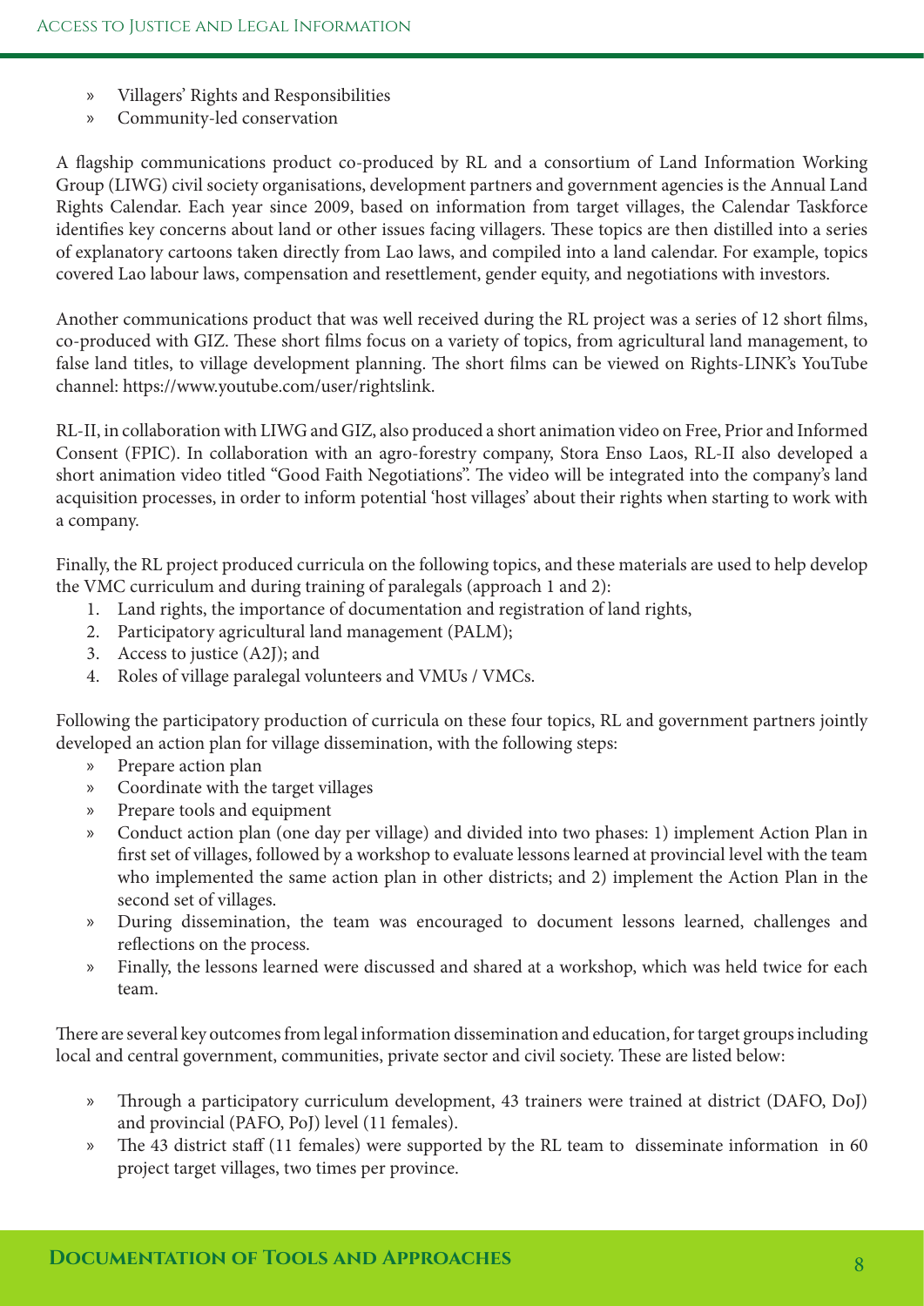- Villagers' Rights and Responsibilities
- Community-led conservation

A flagship communications product co-produced by RL and a consortium of Land Information Working Group (LIWG) civil society organisations, development partners and government agencies is the Annual Land Rights Calendar. Each year since 2009, based on information from target villages, the Calendar Taskforce identifies key concerns about land or other issues facing villagers. These topics are then distilled into a series of explanatory cartoons taken directly from Lao laws, and compiled into a land calendar. For example, topics covered Lao labour laws, compensation and resettlement, gender equity, and negotiations with investors.

Another communications product that was well received during the RL project was a series of 12 short films, co-produced with GIZ. These short films focus on a variety of topics, from agricultural land management, to false land titles, to village development planning. The short films can be viewed on Rights-LINK's YouTube channel: https://www.youtube.com/user/rightslink.

RL-II, in collaboration with LIWG and GIZ, also produced a short animation video on Free, Prior and Informed Consent (FPIC). In collaboration with an agro-forestry company, Stora Enso Laos, RL-II also developed a short animation video titled "Good Faith Negotiations". The video will be integrated into the company's land acquisition processes, in order to inform potential 'host villages' about their rights when starting to work with a company.

Finally, the RL project produced curricula on the following topics, and these materials are used to help develop the VMC curriculum and during training of paralegals (approach 1 and 2):

1. Land rights, the importance of documentation and registration of land rights,
2. Participatory agricultural land management (PALM);
3. Access to justice (A2J); and
4. Roles of village paralegal volunteers and VMUs / VMCs.

Following the participatory production of curricula on these four topics, RL and government partners jointly developed an action plan for village dissemination, with the following steps:

- Prepare action plan
- Coordinate with the target villages
- Prepare tools and equipment
- Conduct action plan (one day per village) and divided into two phases: 1) implement Action Plan in first set of villages, followed by a workshop to evaluate lessons learned at provincial level with the team who implemented the same action plan in other districts; and 2) implement the Action Plan in the second set of villages.
- During dissemination, the team was encouraged to document lessons learned, challenges and reflections on the process.
- Finally, the lessons learned were discussed and shared at a workshop, which was held twice for each team.

There are several key outcomes from legal information dissemination and education, for target groups including local and central government, communities, private sector and civil society. These are listed below:

- Through a participatory curriculum development, 43 trainers were trained at district (DAFO, DoJ) and provincial (PAFO, PoJ) level (11 females).
- The 43 district staff (11 females) were supported by the RL team to disseminate information in 60 project target villages, two times per province.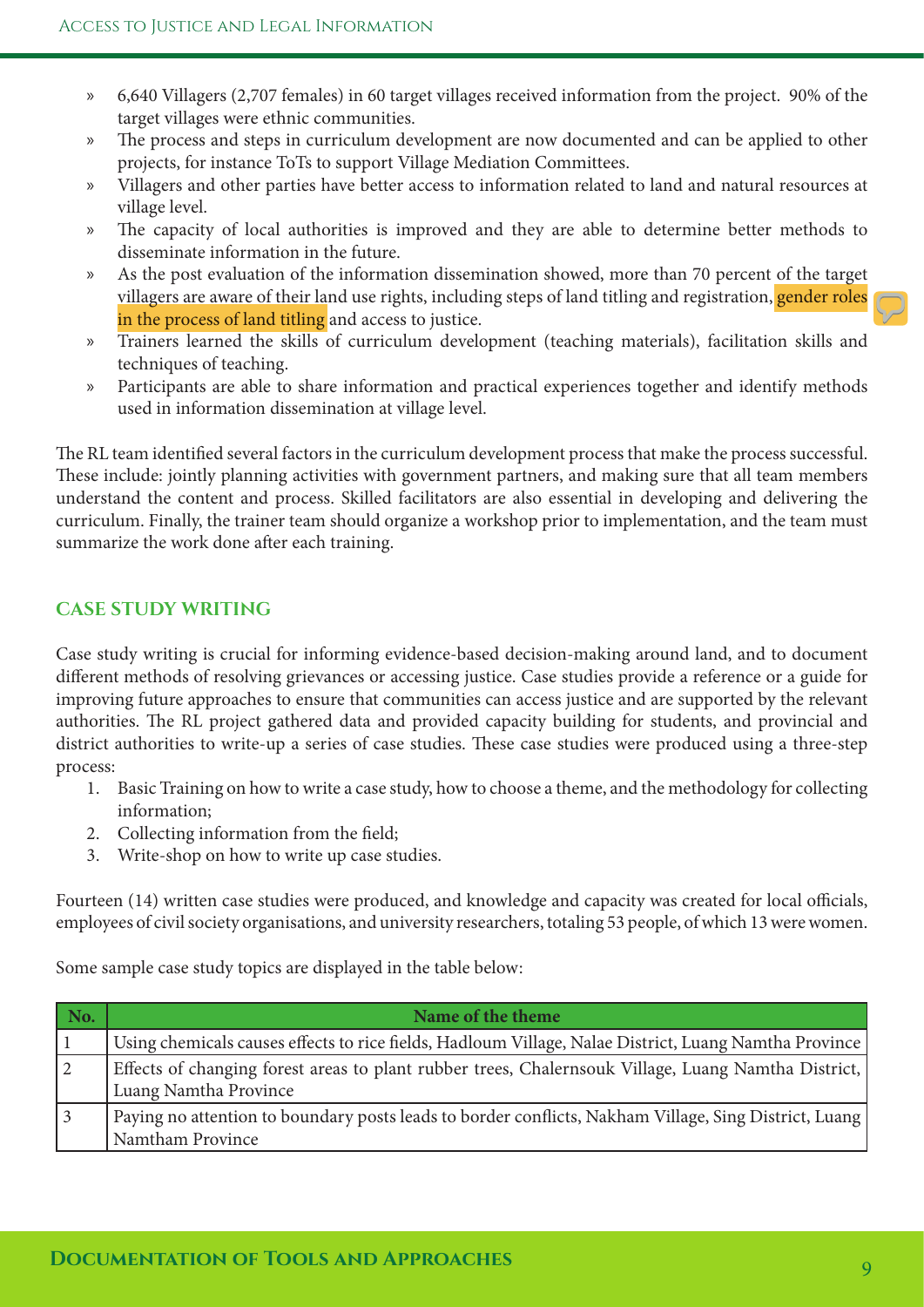- 6,640 Villagers (2,707 females) in 60 target villages received information from the project. 90% of the target villages were ethnic communities.
- The process and steps in curriculum development are now documented and can be applied to other projects, for instance ToTs to support Village Mediation Committees.
- Villagers and other parties have better access to information related to land and natural resources at village level.
- The capacity of local authorities is improved and they are able to determine better methods to disseminate information in the future.
- As the post evaluation of the information dissemination showed, more than 70 percent of the target villagers are aware of their land use rights, including steps of land titling and registration, gender roles in the process of land titling and access to justice.
- Trainers learned the skills of curriculum development (teaching materials), facilitation skills and techniques of teaching.
- Participants are able to share information and practical experiences together and identify methods used in information dissemination at village level.

The RL team identified several factors in the curriculum development process that make the process successful. These include: jointly planning activities with government partners, and making sure that all team members understand the content and process. Skilled facilitators are also essential in developing and delivering the curriculum. Finally, the trainer team should organize a workshop prior to implementation, and the team must summarize the work done after each training.

## CASE STUDY WRITING

Case study writing is crucial for informing evidence-based decision-making around land, and to document different methods of resolving grievances or accessing justice. Case studies provide a reference or a guide for improving future approaches to ensure that communities can access justice and are supported by the relevant authorities. The RL project gathered data and provided capacity building for students, and provincial and district authorities to write-up a series of case studies. These case studies were produced using a three-step process:

1. Basic Training on how to write a case study, how to choose a theme, and the methodology for collecting information;
2. Collecting information from the field;
3. Write-shop on how to write up case studies.

Fourteen (14) written case studies were produced, and knowledge and capacity was created for local officials, employees of civil society organisations, and university researchers, totaling 53 people, of which 13 were women.

Some sample case study topics are displayed in the table below:

| No. | Name of the theme |
|---|---|
| 1 | Using chemicals causes effects to rice fields, Hadloum Village, Nalae District, Luang Namtha Province |
| 2 | Effects of changing forest areas to plant rubber trees, Chalernsouk Village, Luang Namtha District, Luang Namtha Province |
| 3 | Paying no attention to boundary posts leads to border conflicts, Nakham Village, Sing District, Luang Namtham Province |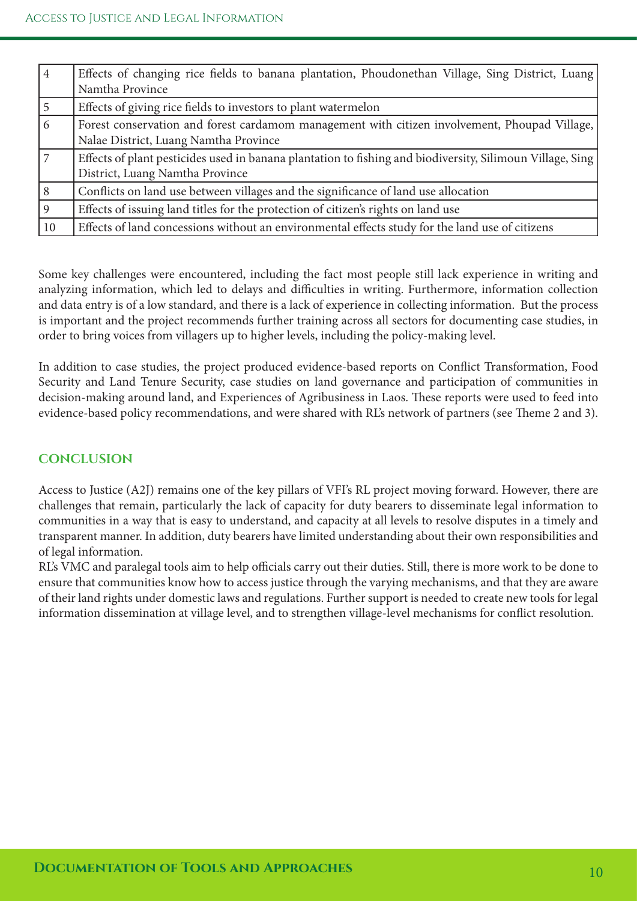| | |
|---|---|
| 4 | Effects of changing rice fields to banana plantation, Phoudonethan Village, Sing District, Luang Namtha Province |
| 5 | Effects of giving rice fields to investors to plant watermelon |
| 6 | Forest conservation and forest cardamom management with citizen involvement, Phoupad Village, Nalae District, Luang Namtha Province |
| 7 | Effects of plant pesticides used in banana plantation to fishing and biodiversity, Silimoun Village, Sing District, Luang Namtha Province |
| 8 | Conflicts on land use between villages and the significance of land use allocation |
| 9 | Effects of issuing land titles for the protection of citizen's rights on land use |
| 10 | Effects of land concessions without an environmental effects study for the land use of citizens |

Some key challenges were encountered, including the fact most people still lack experience in writing and analyzing information, which led to delays and difficulties in writing. Furthermore, information collection and data entry is of a low standard, and there is a lack of experience in collecting information. But the process is important and the project recommends further training across all sectors for documenting case studies, in order to bring voices from villagers up to higher levels, including the policy-making level.

In addition to case studies, the project produced evidence-based reports on Conflict Transformation, Food Security and Land Tenure Security, case studies on land governance and participation of communities in decision-making around land, and Experiences of Agribusiness in Laos. These reports were used to feed into evidence-based policy recommendations, and were shared with RL's network of partners (see Theme 2 and 3).

## CONCLUSION

Access to Justice (A2J) remains one of the key pillars of VFI's RL project moving forward. However, there are challenges that remain, particularly the lack of capacity for duty bearers to disseminate legal information to communities in a way that is easy to understand, and capacity at all levels to resolve disputes in a timely and transparent manner. In addition, duty bearers have limited understanding about their own responsibilities and of legal information.

RL's VMC and paralegal tools aim to help officials carry out their duties. Still, there is more work to be done to ensure that communities know how to access justice through the varying mechanisms, and that they are aware of their land rights under domestic laws and regulations. Further support is needed to create new tools for legal information dissemination at village level, and to strengthen village-level mechanisms for conflict resolution.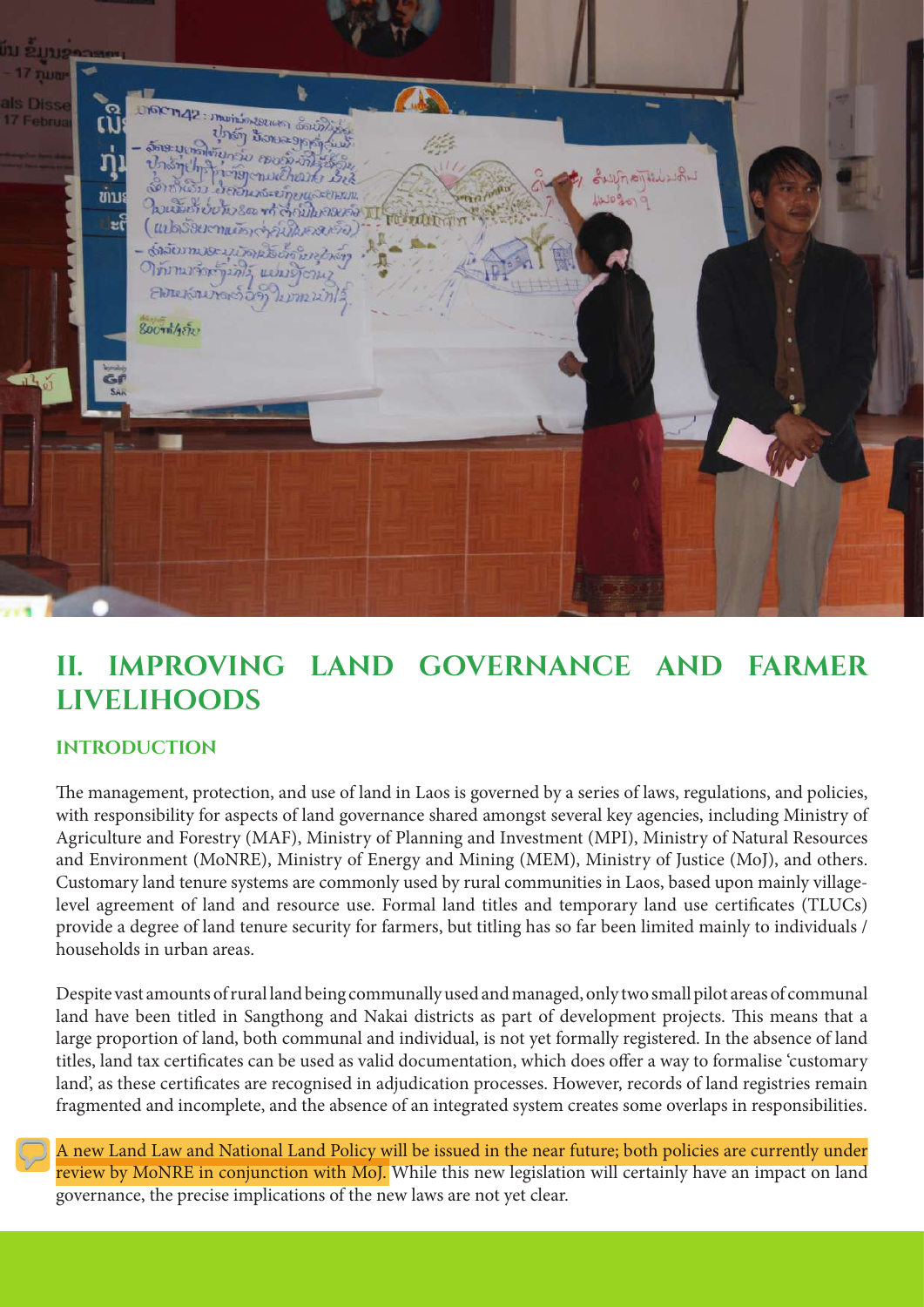# II. IMPROVING LAND GOVERNANCE AND FARMER LIVELIHOODS

## INTRODUCTION

The management, protection, and use of land in Laos is governed by a series of laws, regulations, and policies, with responsibility for aspects of land governance shared amongst several key agencies, including Ministry of Agriculture and Forestry (MAF), Ministry of Planning and Investment (MPI), Ministry of Natural Resources and Environment (MoNRE), Ministry of Energy and Mining (MEM), Ministry of Justice (MoJ), and others. Customary land tenure systems are commonly used by rural communities in Laos, based upon mainly village-level agreement of land and resource use. Formal land titles and temporary land use certificates (TLUCs) provide a degree of land tenure security for farmers, but titling has so far been limited mainly to individuals / households in urban areas.

Despite vast amounts of rural land being communally used and managed, only two small pilot areas of communal land have been titled in Sangthong and Nakai districts as part of development projects. This means that a large proportion of land, both communal and individual, is not yet formally registered. In the absence of land titles, land tax certificates can be used as valid documentation, which does offer a way to formalise 'customary land', as these certificates are recognised in adjudication processes. However, records of land registries remain fragmented and incomplete, and the absence of an integrated system creates some overlaps in responsibilities.

A new Land Law and National Land Policy will be issued in the near future; both policies are currently under review by MoNRE in conjunction with MoJ. While this new legislation will certainly have an impact on land governance, the precise implications of the new laws are not yet clear.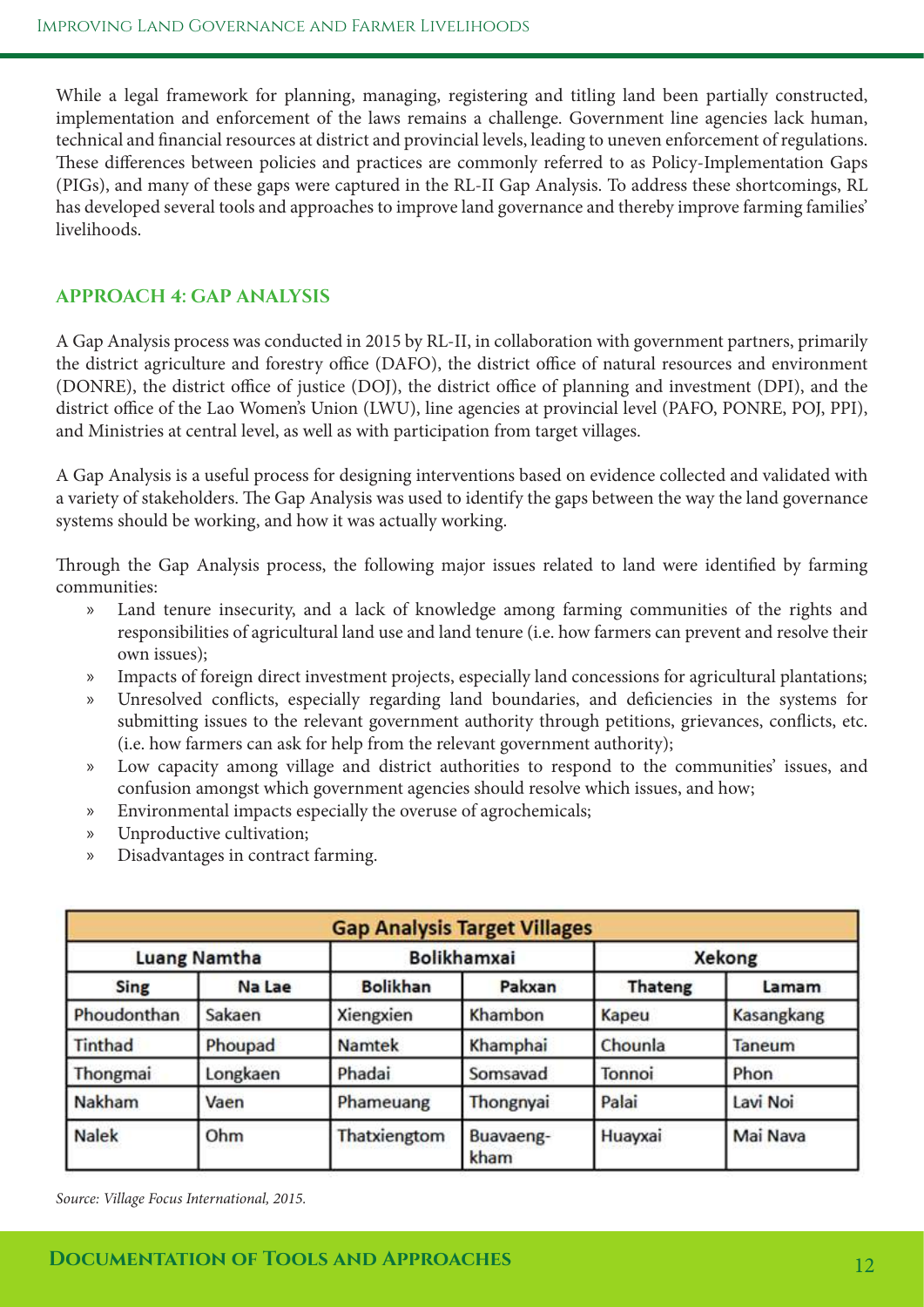While a legal framework for planning, managing, registering and titling land been partially constructed, implementation and enforcement of the laws remains a challenge. Government line agencies lack human, technical and financial resources at district and provincial levels, leading to uneven enforcement of regulations. These differences between policies and practices are commonly referred to as Policy-Implementation Gaps (PIGs), and many of these gaps were captured in the RL-II Gap Analysis. To address these shortcomings, RL has developed several tools and approaches to improve land governance and thereby improve farming families' livelihoods.

## APPROACH 4: GAP ANALYSIS

A Gap Analysis process was conducted in 2015 by RL-II, in collaboration with government partners, primarily the district agriculture and forestry office (DAFO), the district office of natural resources and environment (DONRE), the district office of justice (DOJ), the district office of planning and investment (DPI), and the district office of the Lao Women's Union (LWU), line agencies at provincial level (PAFO, PONRE, POJ, PPI), and Ministries at central level, as well as with participation from target villages.

A Gap Analysis is a useful process for designing interventions based on evidence collected and validated with a variety of stakeholders. The Gap Analysis was used to identify the gaps between the way the land governance systems should be working, and how it was actually working.

Through the Gap Analysis process, the following major issues related to land were identified by farming communities:

- Land tenure insecurity, and a lack of knowledge among farming communities of the rights and responsibilities of agricultural land use and land tenure (i.e. how farmers can prevent and resolve their own issues);
- Impacts of foreign direct investment projects, especially land concessions for agricultural plantations;
- Unresolved conflicts, especially regarding land boundaries, and deficiencies in the systems for submitting issues to the relevant government authority through petitions, grievances, conflicts, etc. (i.e. how farmers can ask for help from the relevant government authority);
- Low capacity among village and district authorities to respond to the communities' issues, and confusion amongst which government agencies should resolve which issues, and how;
- Environmental impacts especially the overuse of agrochemicals;
- Unproductive cultivation;
- Disadvantages in contract farming.

| Gap Analysis Target Villages | | | | | |
|---|---|---|---|---|---|
| Luang Namtha | | Bolikhamxai | | Xekong | |
| Sing | Na Lae | Bolikhan | Pakxan | Thateng | Lamam |
| Phoudonthan | Sakaen | Xiengxien | Khambon | Kapeu | Kasangkang |
| Tinthad | Phoupad | Namtek | Khamphai | Chounla | Taneum |
| Thongmai | Longkaen | Phadai | Somsavad | Tonnoi | Phon |
| Nakham | Vaen | Phameuang | Thongnyai | Palai | Lavi Noi |
| Nalek | Ohm | Thatxiengtom | Buavaeng-kham | Huayxai | Mai Nava |

*Source: Village Focus International, 2015.*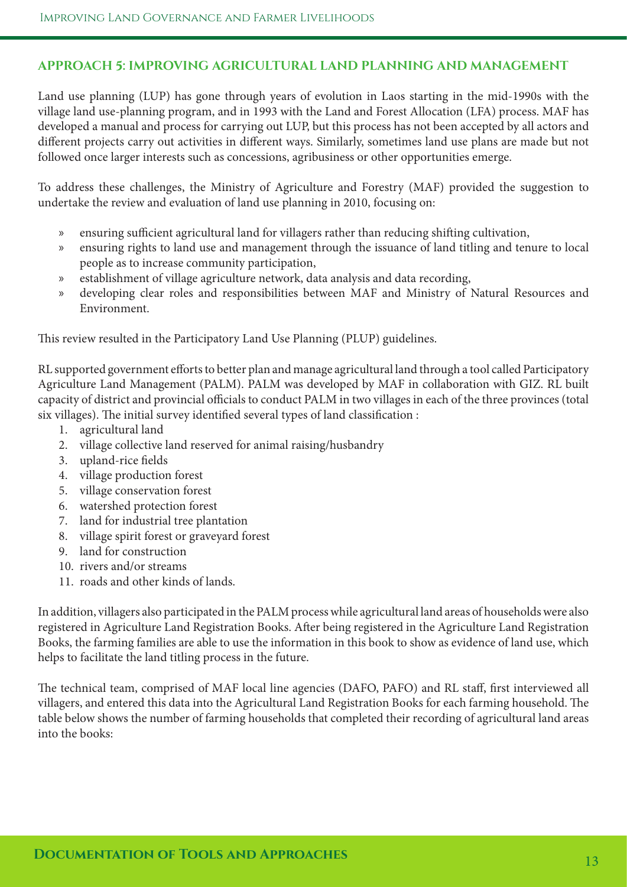### APPROACH 5: IMPROVING AGRICULTURAL LAND PLANNING AND MANAGEMENT

Land use planning (LUP) has gone through years of evolution in Laos starting in the mid-1990s with the village land use-planning program, and in 1993 with the Land and Forest Allocation (LFA) process. MAF has developed a manual and process for carrying out LUP, but this process has not been accepted by all actors and different projects carry out activities in different ways. Similarly, sometimes land use plans are made but not followed once larger interests such as concessions, agribusiness or other opportunities emerge.

To address these challenges, the Ministry of Agriculture and Forestry (MAF) provided the suggestion to undertake the review and evaluation of land use planning in 2010, focusing on:

- ensuring sufficient agricultural land for villagers rather than reducing shifting cultivation,
- ensuring rights to land use and management through the issuance of land titling and tenure to local people as to increase community participation,
- establishment of village agriculture network, data analysis and data recording,
- developing clear roles and responsibilities between MAF and Ministry of Natural Resources and Environment.

This review resulted in the Participatory Land Use Planning (PLUP) guidelines.

RL supported government efforts to better plan and manage agricultural land through a tool called Participatory Agriculture Land Management (PALM). PALM was developed by MAF in collaboration with GIZ. RL built capacity of district and provincial officials to conduct PALM in two villages in each of the three provinces (total six villages). The initial survey identified several types of land classification :

1. agricultural land
2. village collective land reserved for animal raising/husbandry
3. upland-rice fields
4. village production forest
5. village conservation forest
6. watershed protection forest
7. land for industrial tree plantation
8. village spirit forest or graveyard forest
9. land for construction
10. rivers and/or streams
11. roads and other kinds of lands.

In addition, villagers also participated in the PALM process while agricultural land areas of households were also registered in Agriculture Land Registration Books. After being registered in the Agriculture Land Registration Books, the farming families are able to use the information in this book to show as evidence of land use, which helps to facilitate the land titling process in the future.

The technical team, comprised of MAF local line agencies (DAFO, PAFO) and RL staff, first interviewed all villagers, and entered this data into the Agricultural Land Registration Books for each farming household. The table below shows the number of farming households that completed their recording of agricultural land areas into the books: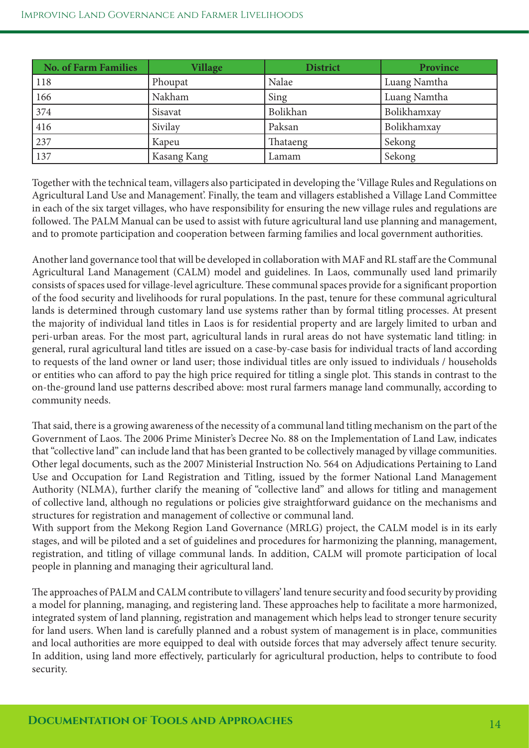| No. of Farm Families | Village | District | Province |
|---|---|---|---|
| 118 | Phoupat | Nalae | Luang Namtha |
| 166 | Nakham | Sing | Luang Namtha |
| 374 | Sisavat | Bolikhan | Bolikhamxay |
| 416 | Sivilay | Paksan | Bolikhamxay |
| 237 | Kapeu | Thataeng | Sekong |
| 137 | Kasang Kang | Lamam | Sekong |

Together with the technical team, villagers also participated in developing the 'Village Rules and Regulations on Agricultural Land Use and Management'. Finally, the team and villagers established a Village Land Committee in each of the six target villages, who have responsibility for ensuring the new village rules and regulations are followed. The PALM Manual can be used to assist with future agricultural land use planning and management, and to promote participation and cooperation between farming families and local government authorities.

Another land governance tool that will be developed in collaboration with MAF and RL staff are the Communal Agricultural Land Management (CALM) model and guidelines. In Laos, communally used land primarily consists of spaces used for village-level agriculture. These communal spaces provide for a significant proportion of the food security and livelihoods for rural populations. In the past, tenure for these communal agricultural lands is determined through customary land use systems rather than by formal titling processes. At present the majority of individual land titles in Laos is for residential property and are largely limited to urban and peri-urban areas. For the most part, agricultural lands in rural areas do not have systematic land titling: in general, rural agricultural land titles are issued on a case-by-case basis for individual tracts of land according to requests of the land owner or land user; those individual titles are only issued to individuals / households or entities who can afford to pay the high price required for titling a single plot. This stands in contrast to the on-the-ground land use patterns described above: most rural farmers manage land communally, according to community needs.

That said, there is a growing awareness of the necessity of a communal land titling mechanism on the part of the Government of Laos. The 2006 Prime Minister's Decree No. 88 on the Implementation of Land Law, indicates that "collective land" can include land that has been granted to be collectively managed by village communities. Other legal documents, such as the 2007 Ministerial Instruction No. 564 on Adjudications Pertaining to Land Use and Occupation for Land Registration and Titling, issued by the former National Land Management Authority (NLMA), further clarify the meaning of "collective land" and allows for titling and management of collective land, although no regulations or policies give straightforward guidance on the mechanisms and structures for registration and management of collective or communal land.

With support from the Mekong Region Land Governance (MRLG) project, the CALM model is in its early stages, and will be piloted and a set of guidelines and procedures for harmonizing the planning, management, registration, and titling of village communal lands. In addition, CALM will promote participation of local people in planning and managing their agricultural land.

The approaches of PALM and CALM contribute to villagers' land tenure security and food security by providing a model for planning, managing, and registering land. These approaches help to facilitate a more harmonized, integrated system of land planning, registration and management which helps lead to stronger tenure security for land users. When land is carefully planned and a robust system of management is in place, communities and local authorities are more equipped to deal with outside forces that may adversely affect tenure security. In addition, using land more effectively, particularly for agricultural production, helps to contribute to food security.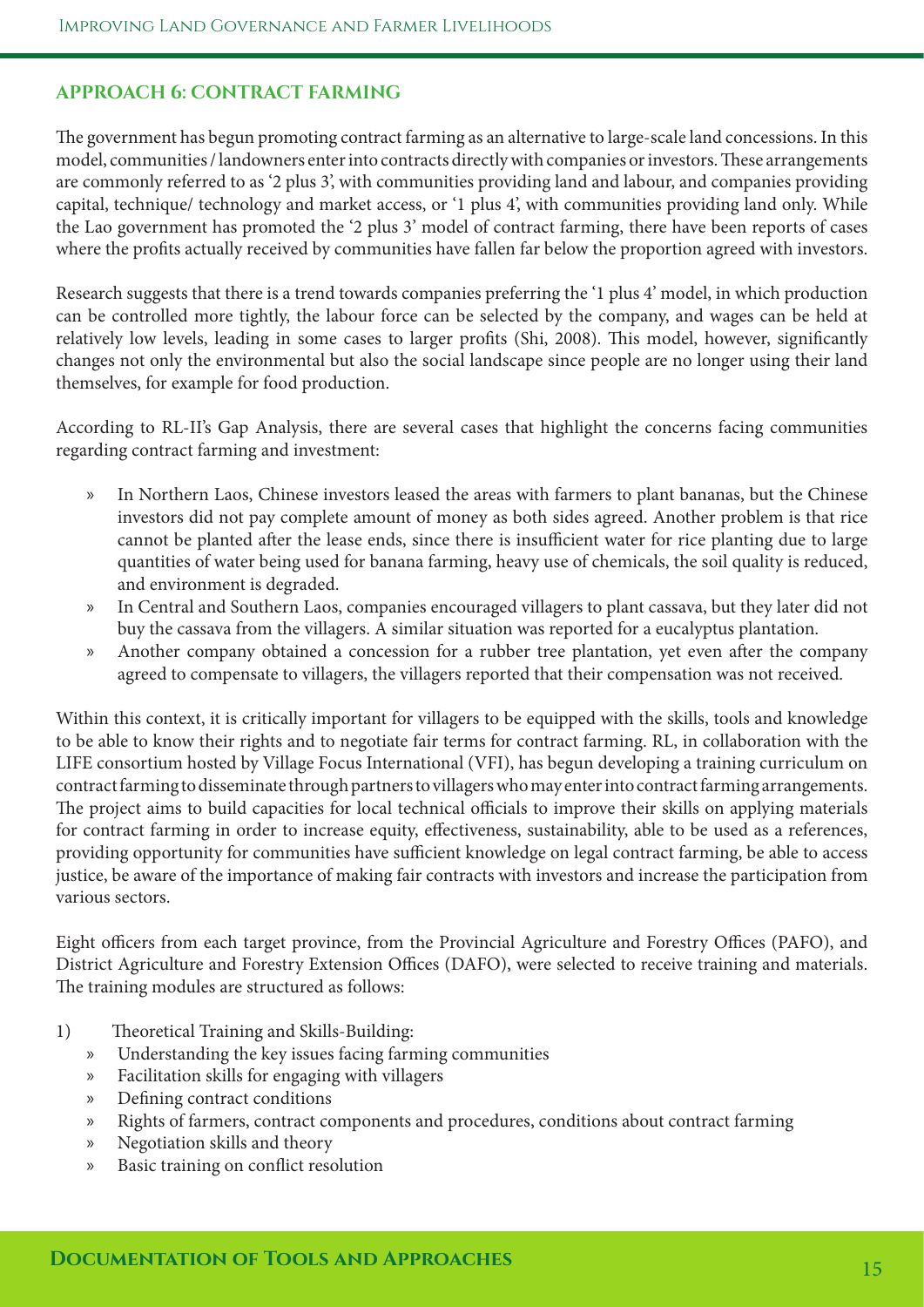## APPROACH 6: CONTRACT FARMING

The government has begun promoting contract farming as an alternative to large-scale land concessions. In this model, communities / landowners enter into contracts directly with companies or investors. These arrangements are commonly referred to as '2 plus 3', with communities providing land and labour, and companies providing capital, technique/ technology and market access, or '1 plus 4', with communities providing land only. While the Lao government has promoted the '2 plus 3' model of contract farming, there have been reports of cases where the profits actually received by communities have fallen far below the proportion agreed with investors.

Research suggests that there is a trend towards companies preferring the '1 plus 4' model, in which production can be controlled more tightly, the labour force can be selected by the company, and wages can be held at relatively low levels, leading in some cases to larger profits (Shi, 2008). This model, however, significantly changes not only the environmental but also the social landscape since people are no longer using their land themselves, for example for food production.

According to RL-II's Gap Analysis, there are several cases that highlight the concerns facing communities regarding contract farming and investment:

- In Northern Laos, Chinese investors leased the areas with farmers to plant bananas, but the Chinese investors did not pay complete amount of money as both sides agreed. Another problem is that rice cannot be planted after the lease ends, since there is insufficient water for rice planting due to large quantities of water being used for banana farming, heavy use of chemicals, the soil quality is reduced, and environment is degraded.
- In Central and Southern Laos, companies encouraged villagers to plant cassava, but they later did not buy the cassava from the villagers. A similar situation was reported for a eucalyptus plantation.
- Another company obtained a concession for a rubber tree plantation, yet even after the company agreed to compensate to villagers, the villagers reported that their compensation was not received.

Within this context, it is critically important for villagers to be equipped with the skills, tools and knowledge to be able to know their rights and to negotiate fair terms for contract farming. RL, in collaboration with the LIFE consortium hosted by Village Focus International (VFI), has begun developing a training curriculum on contract farming to disseminate through partners to villagers who may enter into contract farming arrangements. The project aims to build capacities for local technical officials to improve their skills on applying materials for contract farming in order to increase equity, effectiveness, sustainability, able to be used as a references, providing opportunity for communities have sufficient knowledge on legal contract farming, be able to access justice, be aware of the importance of making fair contracts with investors and increase the participation from various sectors.

Eight officers from each target province, from the Provincial Agriculture and Forestry Offices (PAFO), and District Agriculture and Forestry Extension Offices (DAFO), were selected to receive training and materials. The training modules are structured as follows:

1) Theoretical Training and Skills-Building:
   - Understanding the key issues facing farming communities
   - Facilitation skills for engaging with villagers
   - Defining contract conditions
   - Rights of farmers, contract components and procedures, conditions about contract farming
   - Negotiation skills and theory
   - Basic training on conflict resolution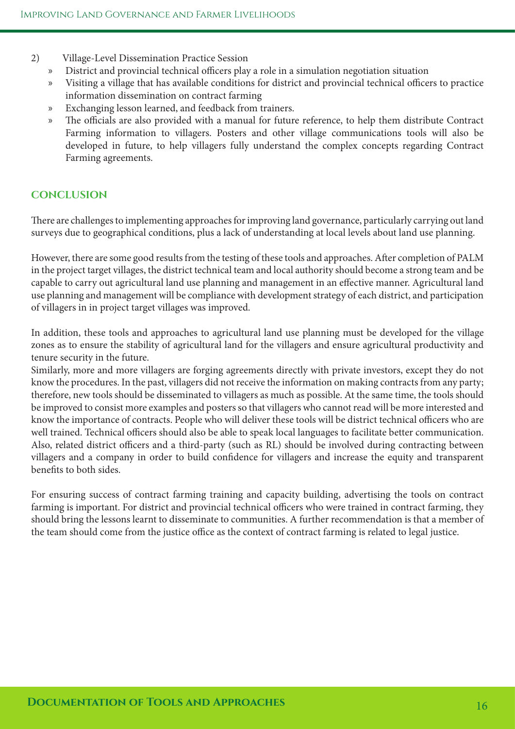2) Village-Level Dissemination Practice Session

- District and provincial technical officers play a role in a simulation negotiation situation
- Visiting a village that has available conditions for district and provincial technical officers to practice information dissemination on contract farming
- Exchanging lesson learned, and feedback from trainers.
- The officials are also provided with a manual for future reference, to help them distribute Contract Farming information to villagers. Posters and other village communications tools will also be developed in future, to help villagers fully understand the complex concepts regarding Contract Farming agreements.

## CONCLUSION

There are challenges to implementing approaches for improving land governance, particularly carrying out land surveys due to geographical conditions, plus a lack of understanding at local levels about land use planning.

However, there are some good results from the testing of these tools and approaches. After completion of PALM in the project target villages, the district technical team and local authority should become a strong team and be capable to carry out agricultural land use planning and management in an effective manner. Agricultural land use planning and management will be compliance with development strategy of each district, and participation of villagers in in project target villages was improved.

In addition, these tools and approaches to agricultural land use planning must be developed for the village zones as to ensure the stability of agricultural land for the villagers and ensure agricultural productivity and tenure security in the future.

Similarly, more and more villagers are forging agreements directly with private investors, except they do not know the procedures. In the past, villagers did not receive the information on making contracts from any party; therefore, new tools should be disseminated to villagers as much as possible. At the same time, the tools should be improved to consist more examples and posters so that villagers who cannot read will be more interested and know the importance of contracts. People who will deliver these tools will be district technical officers who are well trained. Technical officers should also be able to speak local languages to facilitate better communication. Also, related district officers and a third-party (such as RL) should be involved during contracting between villagers and a company in order to build confidence for villagers and increase the equity and transparent benefits to both sides.

For ensuring success of contract farming training and capacity building, advertising the tools on contract farming is important. For district and provincial technical officers who were trained in contract farming, they should bring the lessons learnt to disseminate to communities. A further recommendation is that a member of the team should come from the justice office as the context of contract farming is related to legal justice.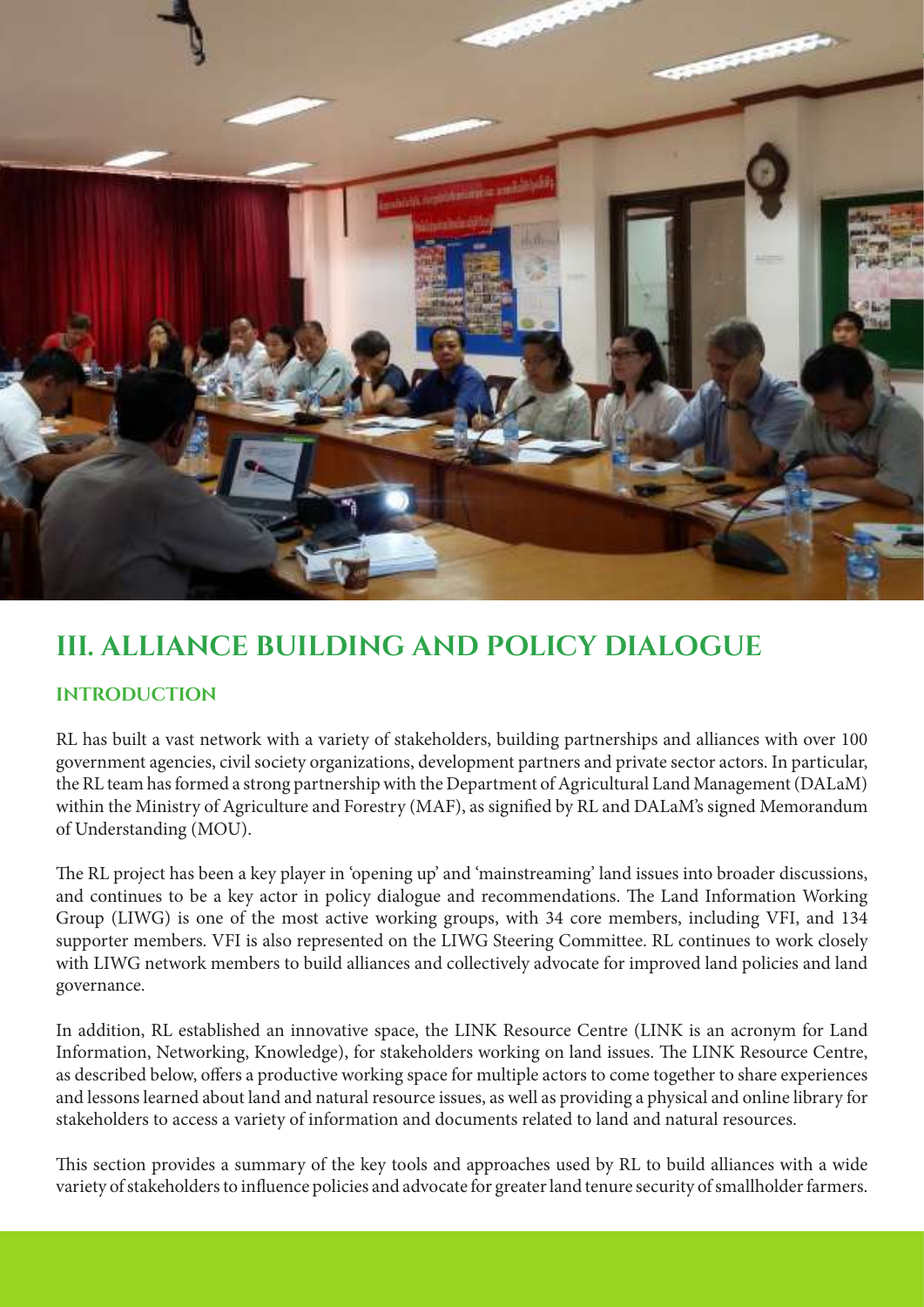# III. ALLIANCE BUILDING AND POLICY DIALOGUE

## INTRODUCTION

RL has built a vast network with a variety of stakeholders, building partnerships and alliances with over 100 government agencies, civil society organizations, development partners and private sector actors. In particular, the RL team has formed a strong partnership with the Department of Agricultural Land Management (DALaM) within the Ministry of Agriculture and Forestry (MAF), as signified by RL and DALaM's signed Memorandum of Understanding (MOU).

The RL project has been a key player in 'opening up' and 'mainstreaming' land issues into broader discussions, and continues to be a key actor in policy dialogue and recommendations. The Land Information Working Group (LIWG) is one of the most active working groups, with 34 core members, including VFI, and 134 supporter members. VFI is also represented on the LIWG Steering Committee. RL continues to work closely with LIWG network members to build alliances and collectively advocate for improved land policies and land governance.

In addition, RL established an innovative space, the LINK Resource Centre (LINK is an acronym for Land Information, Networking, Knowledge), for stakeholders working on land issues. The LINK Resource Centre, as described below, offers a productive working space for multiple actors to come together to share experiences and lessons learned about land and natural resource issues, as well as providing a physical and online library for stakeholders to access a variety of information and documents related to land and natural resources.

This section provides a summary of the key tools and approaches used by RL to build alliances with a wide variety of stakeholders to influence policies and advocate for greater land tenure security of smallholder farmers.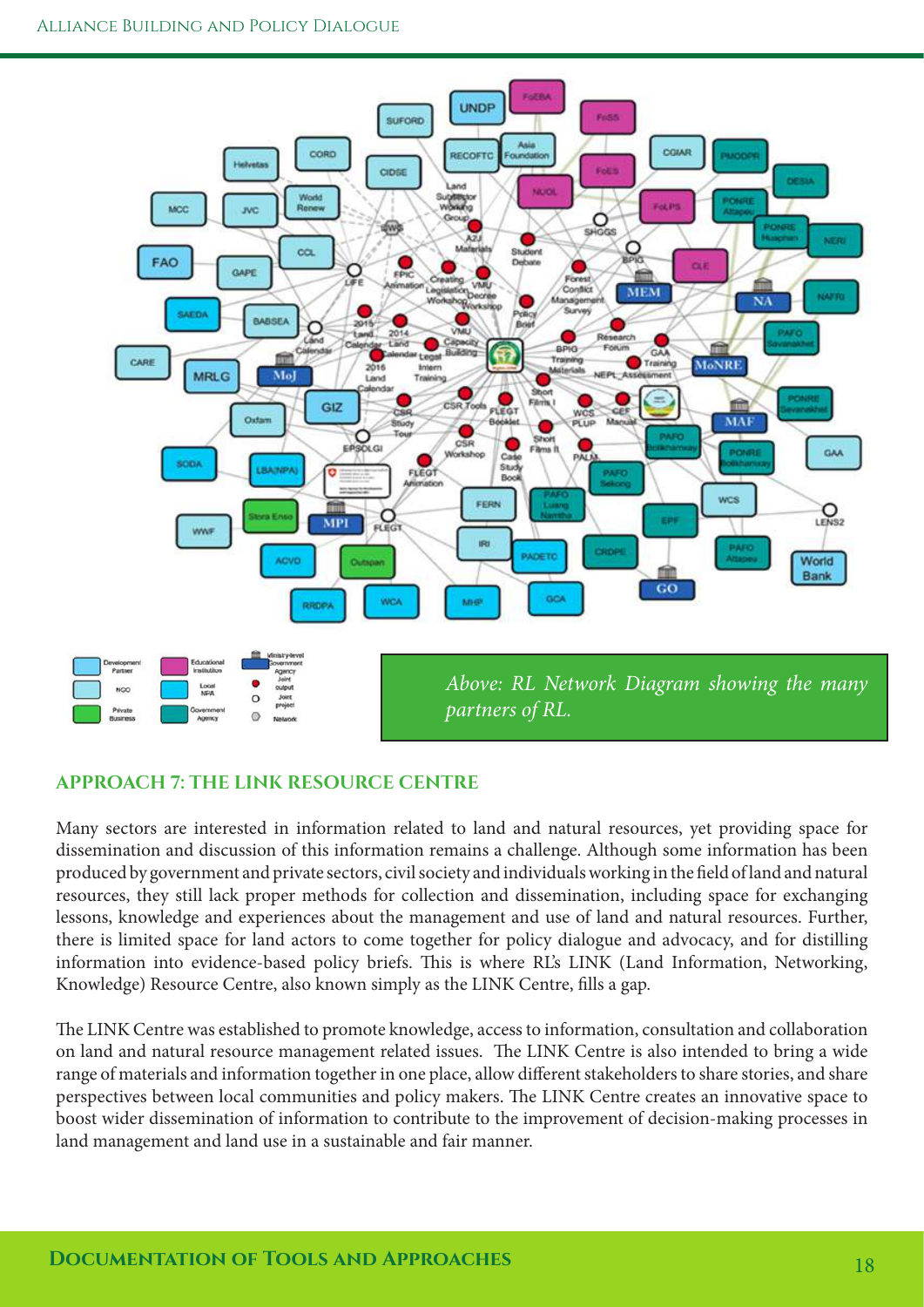*Above: RL Network Diagram showing the many partners of RL.*

## APPROACH 7: THE LINK RESOURCE CENTRE

Many sectors are interested in information related to land and natural resources, yet providing space for dissemination and discussion of this information remains a challenge. Although some information has been produced by government and private sectors, civil society and individuals working in the field of land and natural resources, they still lack proper methods for collection and dissemination, including space for exchanging lessons, knowledge and experiences about the management and use of land and natural resources. Further, there is limited space for land actors to come together for policy dialogue and advocacy, and for distilling information into evidence-based policy briefs. This is where RL's LINK (Land Information, Networking, Knowledge) Resource Centre, also known simply as the LINK Centre, fills a gap.

The LINK Centre was established to promote knowledge, access to information, consultation and collaboration on land and natural resource management related issues. The LINK Centre is also intended to bring a wide range of materials and information together in one place, allow different stakeholders to share stories, and share perspectives between local communities and policy makers. The LINK Centre creates an innovative space to boost wider dissemination of information to contribute to the improvement of decision-making processes in land management and land use in a sustainable and fair manner.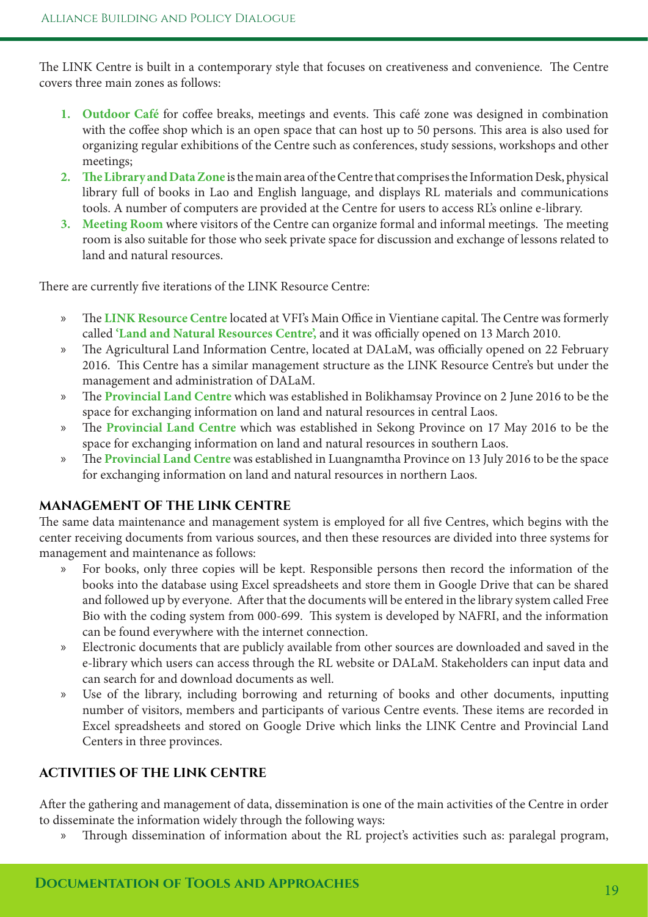The LINK Centre is built in a contemporary style that focuses on creativeness and convenience. The Centre covers three main zones as follows:

1. **Outdoor Café** for coffee breaks, meetings and events. This café zone was designed in combination with the coffee shop which is an open space that can host up to 50 persons. This area is also used for organizing regular exhibitions of the Centre such as conferences, study sessions, workshops and other meetings;
2. **The Library and Data Zone** is the main area of the Centre that comprises the Information Desk, physical library full of books in Lao and English language, and displays RL materials and communications tools. A number of computers are provided at the Centre for users to access RL's online e-library.
3. **Meeting Room** where visitors of the Centre can organize formal and informal meetings. The meeting room is also suitable for those who seek private space for discussion and exchange of lessons related to land and natural resources.

There are currently five iterations of the LINK Resource Centre:

- The **LINK Resource Centre** located at VFI's Main Office in Vientiane capital. The Centre was formerly called **'Land and Natural Resources Centre',** and it was officially opened on 13 March 2010.
- The Agricultural Land Information Centre, located at DALaM, was officially opened on 22 February 2016. This Centre has a similar management structure as the LINK Resource Centre's but under the management and administration of DALaM.
- The **Provincial Land Centre** which was established in Bolikhamsay Province on 2 June 2016 to be the space for exchanging information on land and natural resources in central Laos.
- The **Provincial Land Centre** which was established in Sekong Province on 17 May 2016 to be the space for exchanging information on land and natural resources in southern Laos.
- The **Provincial Land Centre** was established in Luangnamtha Province on 13 July 2016 to be the space for exchanging information on land and natural resources in northern Laos.

## MANAGEMENT OF THE LINK CENTRE

The same data maintenance and management system is employed for all five Centres, which begins with the center receiving documents from various sources, and then these resources are divided into three systems for management and maintenance as follows:

- For books, only three copies will be kept. Responsible persons then record the information of the books into the database using Excel spreadsheets and store them in Google Drive that can be shared and followed up by everyone. After that the documents will be entered in the library system called Free Bio with the coding system from 000-699. This system is developed by NAFRI, and the information can be found everywhere with the internet connection.
- Electronic documents that are publicly available from other sources are downloaded and saved in the e-library which users can access through the RL website or DALaM. Stakeholders can input data and can search for and download documents as well.
- Use of the library, including borrowing and returning of books and other documents, inputting number of visitors, members and participants of various Centre events. These items are recorded in Excel spreadsheets and stored on Google Drive which links the LINK Centre and Provincial Land Centers in three provinces.

## ACTIVITIES OF THE LINK CENTRE

After the gathering and management of data, dissemination is one of the main activities of the Centre in order to disseminate the information widely through the following ways:

- Through dissemination of information about the RL project's activities such as: paralegal program,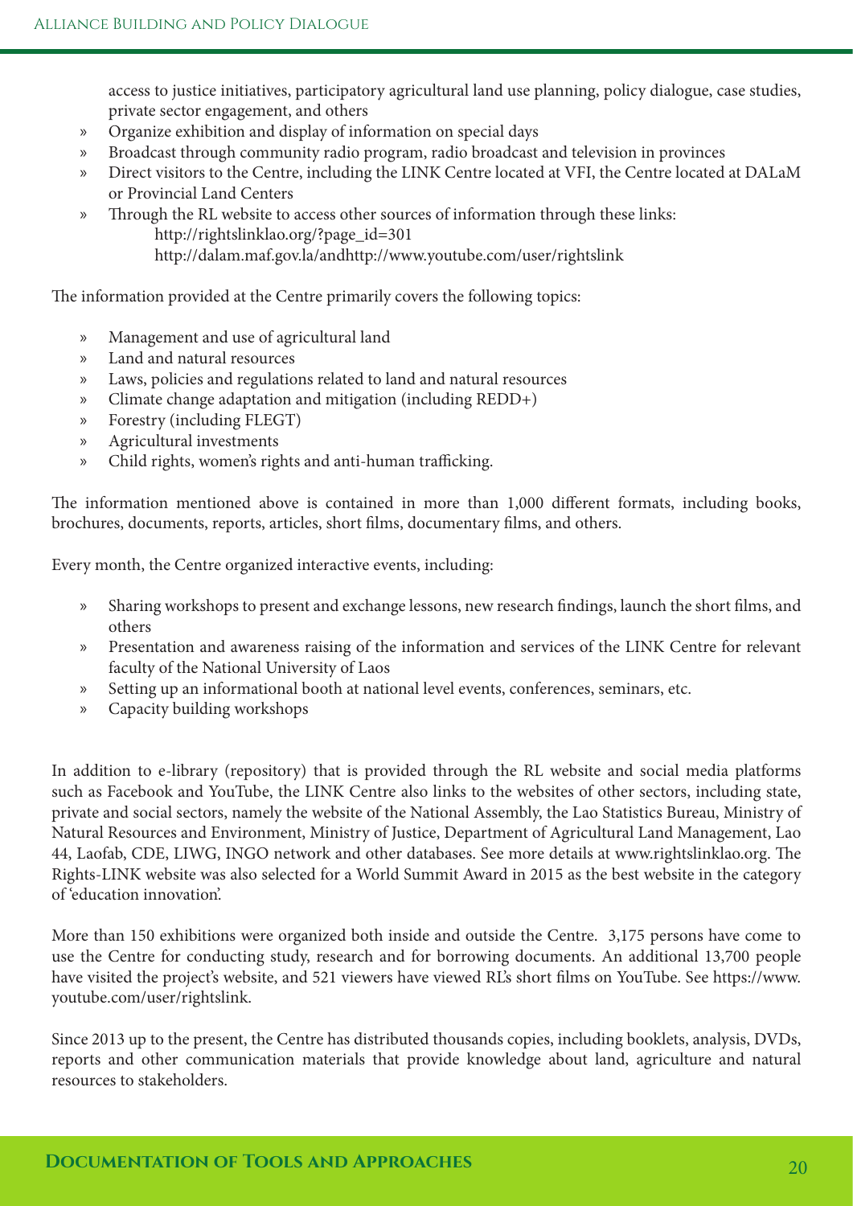access to justice initiatives, participatory agricultural land use planning, policy dialogue, case studies, private sector engagement, and others

- Organize exhibition and display of information on special days
- Broadcast through community radio program, radio broadcast and television in provinces
- Direct visitors to the Centre, including the LINK Centre located at VFI, the Centre located at DALaM or Provincial Land Centers
- Through the RL website to access other sources of information through these links:
  http://rightslinklao.org/?page_id=301
  http://dalam.maf.gov.la/andhttp://www.youtube.com/user/rightslink

The information provided at the Centre primarily covers the following topics:

- Management and use of agricultural land
- Land and natural resources
- Laws, policies and regulations related to land and natural resources
- Climate change adaptation and mitigation (including REDD+)
- Forestry (including FLEGT)
- Agricultural investments
- Child rights, women's rights and anti-human trafficking.

The information mentioned above is contained in more than 1,000 different formats, including books, brochures, documents, reports, articles, short films, documentary films, and others.

Every month, the Centre organized interactive events, including:

- Sharing workshops to present and exchange lessons, new research findings, launch the short films, and others
- Presentation and awareness raising of the information and services of the LINK Centre for relevant faculty of the National University of Laos
- Setting up an informational booth at national level events, conferences, seminars, etc.
- Capacity building workshops

In addition to e-library (repository) that is provided through the RL website and social media platforms such as Facebook and YouTube, the LINK Centre also links to the websites of other sectors, including state, private and social sectors, namely the website of the National Assembly, the Lao Statistics Bureau, Ministry of Natural Resources and Environment, Ministry of Justice, Department of Agricultural Land Management, Lao 44, Laofab, CDE, LIWG, INGO network and other databases. See more details at www.rightslinklao.org. The Rights-LINK website was also selected for a World Summit Award in 2015 as the best website in the category of 'education innovation'.

More than 150 exhibitions were organized both inside and outside the Centre. 3,175 persons have come to use the Centre for conducting study, research and for borrowing documents. An additional 13,700 people have visited the project's website, and 521 viewers have viewed RL's short films on YouTube. See https://www.youtube.com/user/rightslink.

Since 2013 up to the present, the Centre has distributed thousands copies, including booklets, analysis, DVDs, reports and other communication materials that provide knowledge about land, agriculture and natural resources to stakeholders.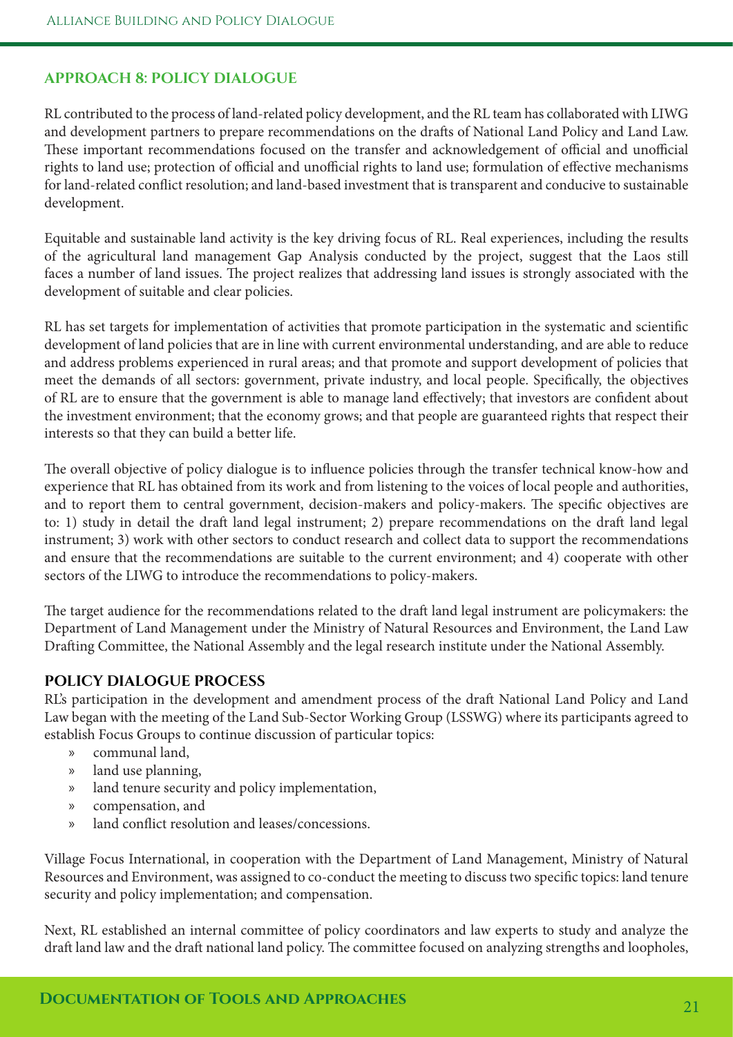## APPROACH 8: POLICY DIALOGUE

RL contributed to the process of land-related policy development, and the RL team has collaborated with LIWG and development partners to prepare recommendations on the drafts of National Land Policy and Land Law. These important recommendations focused on the transfer and acknowledgement of official and unofficial rights to land use; protection of official and unofficial rights to land use; formulation of effective mechanisms for land-related conflict resolution; and land-based investment that is transparent and conducive to sustainable development.

Equitable and sustainable land activity is the key driving focus of RL. Real experiences, including the results of the agricultural land management Gap Analysis conducted by the project, suggest that the Laos still faces a number of land issues. The project realizes that addressing land issues is strongly associated with the development of suitable and clear policies.

RL has set targets for implementation of activities that promote participation in the systematic and scientific development of land policies that are in line with current environmental understanding, and are able to reduce and address problems experienced in rural areas; and that promote and support development of policies that meet the demands of all sectors: government, private industry, and local people. Specifically, the objectives of RL are to ensure that the government is able to manage land effectively; that investors are confident about the investment environment; that the economy grows; and that people are guaranteed rights that respect their interests so that they can build a better life.

The overall objective of policy dialogue is to influence policies through the transfer technical know-how and experience that RL has obtained from its work and from listening to the voices of local people and authorities, and to report them to central government, decision-makers and policy-makers. The specific objectives are to: 1) study in detail the draft land legal instrument; 2) prepare recommendations on the draft land legal instrument; 3) work with other sectors to conduct research and collect data to support the recommendations and ensure that the recommendations are suitable to the current environment; and 4) cooperate with other sectors of the LIWG to introduce the recommendations to policy-makers.

The target audience for the recommendations related to the draft land legal instrument are policymakers: the Department of Land Management under the Ministry of Natural Resources and Environment, the Land Law Drafting Committee, the National Assembly and the legal research institute under the National Assembly.

### POLICY DIALOGUE PROCESS

RL's participation in the development and amendment process of the draft National Land Policy and Land Law began with the meeting of the Land Sub-Sector Working Group (LSSWG) where its participants agreed to establish Focus Groups to continue discussion of particular topics:

- communal land,
- land use planning,
- land tenure security and policy implementation,
- compensation, and
- land conflict resolution and leases/concessions.

Village Focus International, in cooperation with the Department of Land Management, Ministry of Natural Resources and Environment, was assigned to co-conduct the meeting to discuss two specific topics: land tenure security and policy implementation; and compensation.

Next, RL established an internal committee of policy coordinators and law experts to study and analyze the draft land law and the draft national land policy. The committee focused on analyzing strengths and loopholes,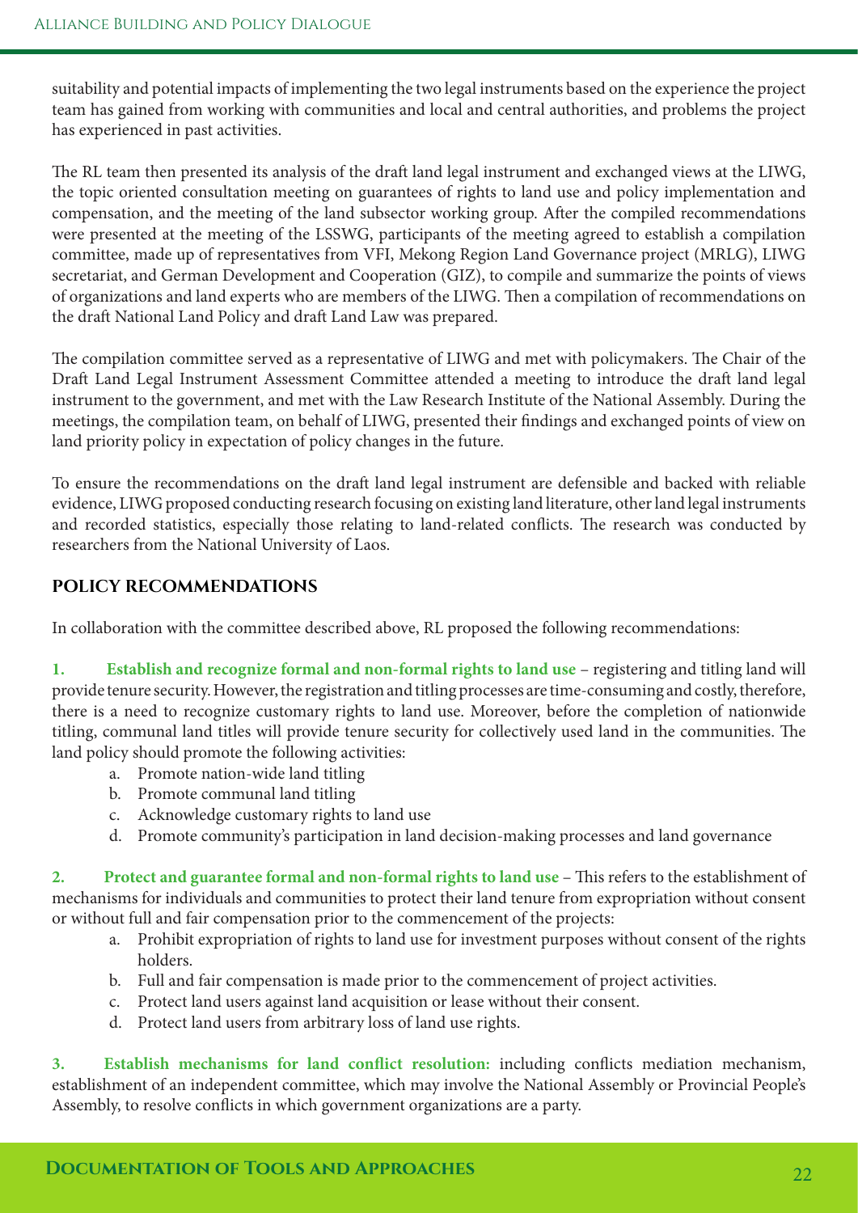suitability and potential impacts of implementing the two legal instruments based on the experience the project team has gained from working with communities and local and central authorities, and problems the project has experienced in past activities.

The RL team then presented its analysis of the draft land legal instrument and exchanged views at the LIWG, the topic oriented consultation meeting on guarantees of rights to land use and policy implementation and compensation, and the meeting of the land subsector working group. After the compiled recommendations were presented at the meeting of the LSSWG, participants of the meeting agreed to establish a compilation committee, made up of representatives from VFI, Mekong Region Land Governance project (MRLG), LIWG secretariat, and German Development and Cooperation (GIZ), to compile and summarize the points of views of organizations and land experts who are members of the LIWG. Then a compilation of recommendations on the draft National Land Policy and draft Land Law was prepared.

The compilation committee served as a representative of LIWG and met with policymakers. The Chair of the Draft Land Legal Instrument Assessment Committee attended a meeting to introduce the draft land legal instrument to the government, and met with the Law Research Institute of the National Assembly. During the meetings, the compilation team, on behalf of LIWG, presented their findings and exchanged points of view on land priority policy in expectation of policy changes in the future.

To ensure the recommendations on the draft land legal instrument are defensible and backed with reliable evidence, LIWG proposed conducting research focusing on existing land literature, other land legal instruments and recorded statistics, especially those relating to land-related conflicts. The research was conducted by researchers from the National University of Laos.

## POLICY RECOMMENDATIONS

In collaboration with the committee described above, RL proposed the following recommendations:

**1. Establish and recognize formal and non-formal rights to land use** – registering and titling land will provide tenure security. However, the registration and titling processes are time-consuming and costly, therefore, there is a need to recognize customary rights to land use. Moreover, before the completion of nationwide titling, communal land titles will provide tenure security for collectively used land in the communities. The land policy should promote the following activities:

a. Promote nation-wide land titling
b. Promote communal land titling
c. Acknowledge customary rights to land use
d. Promote community's participation in land decision-making processes and land governance

**2. Protect and guarantee formal and non-formal rights to land use** – This refers to the establishment of mechanisms for individuals and communities to protect their land tenure from expropriation without consent or without full and fair compensation prior to the commencement of the projects:

a. Prohibit expropriation of rights to land use for investment purposes without consent of the rights holders.
b. Full and fair compensation is made prior to the commencement of project activities.
c. Protect land users against land acquisition or lease without their consent.
d. Protect land users from arbitrary loss of land use rights.

**3. Establish mechanisms for land conflict resolution:** including conflicts mediation mechanism, establishment of an independent committee, which may involve the National Assembly or Provincial People's Assembly, to resolve conflicts in which government organizations are a party.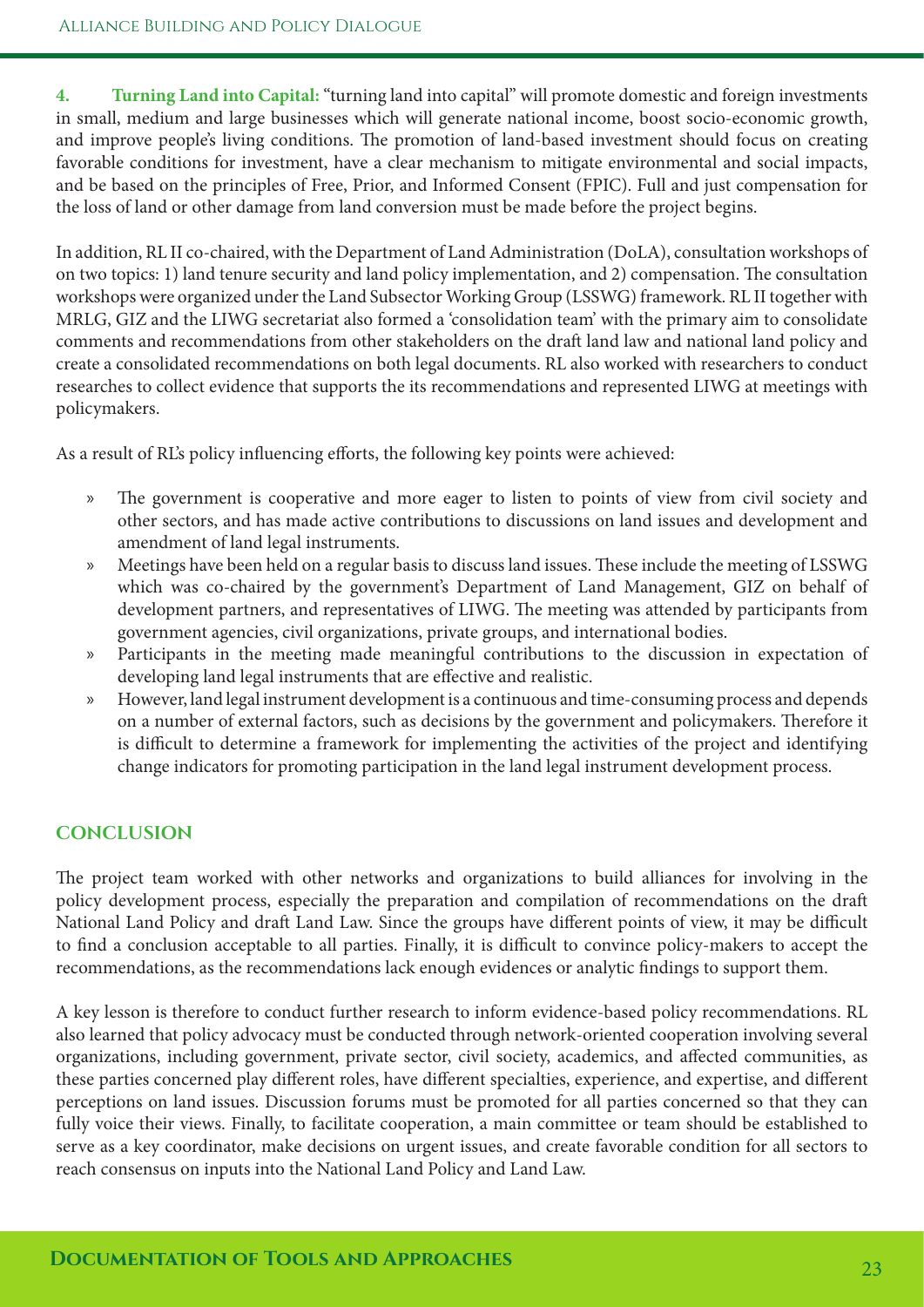**4. Turning Land into Capital:** "turning land into capital" will promote domestic and foreign investments in small, medium and large businesses which will generate national income, boost socio-economic growth, and improve people's living conditions. The promotion of land-based investment should focus on creating favorable conditions for investment, have a clear mechanism to mitigate environmental and social impacts, and be based on the principles of Free, Prior, and Informed Consent (FPIC). Full and just compensation for the loss of land or other damage from land conversion must be made before the project begins.

In addition, RL II co-chaired, with the Department of Land Administration (DoLA), consultation workshops of on two topics: 1) land tenure security and land policy implementation, and 2) compensation. The consultation workshops were organized under the Land Subsector Working Group (LSSWG) framework. RL II together with MRLG, GIZ and the LIWG secretariat also formed a 'consolidation team' with the primary aim to consolidate comments and recommendations from other stakeholders on the draft land law and national land policy and create a consolidated recommendations on both legal documents. RL also worked with researchers to conduct researches to collect evidence that supports the its recommendations and represented LIWG at meetings with policymakers.

As a result of RL's policy influencing efforts, the following key points were achieved:

- The government is cooperative and more eager to listen to points of view from civil society and other sectors, and has made active contributions to discussions on land issues and development and amendment of land legal instruments.
- Meetings have been held on a regular basis to discuss land issues. These include the meeting of LSSWG which was co-chaired by the government's Department of Land Management, GIZ on behalf of development partners, and representatives of LIWG. The meeting was attended by participants from government agencies, civil organizations, private groups, and international bodies.
- Participants in the meeting made meaningful contributions to the discussion in expectation of developing land legal instruments that are effective and realistic.
- However, land legal instrument development is a continuous and time-consuming process and depends on a number of external factors, such as decisions by the government and policymakers. Therefore it is difficult to determine a framework for implementing the activities of the project and identifying change indicators for promoting participation in the land legal instrument development process.

## CONCLUSION

The project team worked with other networks and organizations to build alliances for involving in the policy development process, especially the preparation and compilation of recommendations on the draft National Land Policy and draft Land Law. Since the groups have different points of view, it may be difficult to find a conclusion acceptable to all parties. Finally, it is difficult to convince policy-makers to accept the recommendations, as the recommendations lack enough evidences or analytic findings to support them.

A key lesson is therefore to conduct further research to inform evidence-based policy recommendations. RL also learned that policy advocacy must be conducted through network-oriented cooperation involving several organizations, including government, private sector, civil society, academics, and affected communities, as these parties concerned play different roles, have different specialties, experience, and expertise, and different perceptions on land issues. Discussion forums must be promoted for all parties concerned so that they can fully voice their views. Finally, to facilitate cooperation, a main committee or team should be established to serve as a key coordinator, make decisions on urgent issues, and create favorable condition for all sectors to reach consensus on inputs into the National Land Policy and Land Law.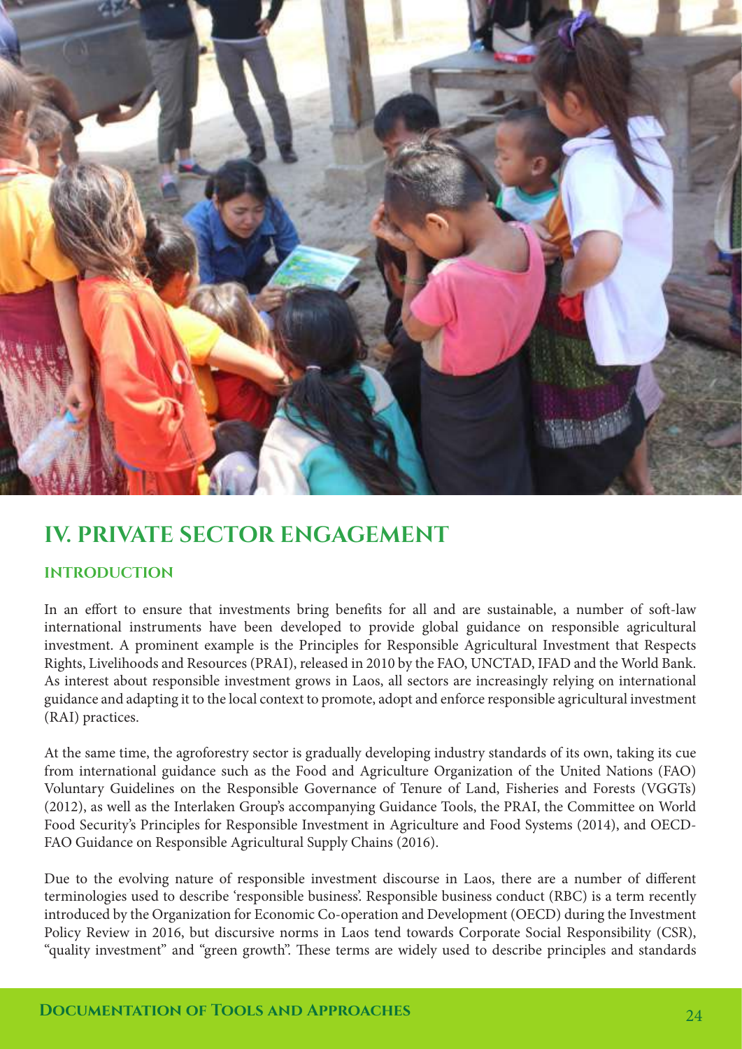## IV. PRIVATE SECTOR ENGAGEMENT

### INTRODUCTION

In an effort to ensure that investments bring benefits for all and are sustainable, a number of soft-law international instruments have been developed to provide global guidance on responsible agricultural investment. A prominent example is the Principles for Responsible Agricultural Investment that Respects Rights, Livelihoods and Resources (PRAI), released in 2010 by the FAO, UNCTAD, IFAD and the World Bank. As interest about responsible investment grows in Laos, all sectors are increasingly relying on international guidance and adapting it to the local context to promote, adopt and enforce responsible agricultural investment (RAI) practices.

At the same time, the agroforestry sector is gradually developing industry standards of its own, taking its cue from international guidance such as the Food and Agriculture Organization of the United Nations (FAO) Voluntary Guidelines on the Responsible Governance of Tenure of Land, Fisheries and Forests (VGGTs) (2012), as well as the Interlaken Group's accompanying Guidance Tools, the PRAI, the Committee on World Food Security's Principles for Responsible Investment in Agriculture and Food Systems (2014), and OECD-FAO Guidance on Responsible Agricultural Supply Chains (2016).

Due to the evolving nature of responsible investment discourse in Laos, there are a number of different terminologies used to describe 'responsible business'. Responsible business conduct (RBC) is a term recently introduced by the Organization for Economic Co-operation and Development (OECD) during the Investment Policy Review in 2016, but discursive norms in Laos tend towards Corporate Social Responsibility (CSR), "quality investment" and "green growth". These terms are widely used to describe principles and standards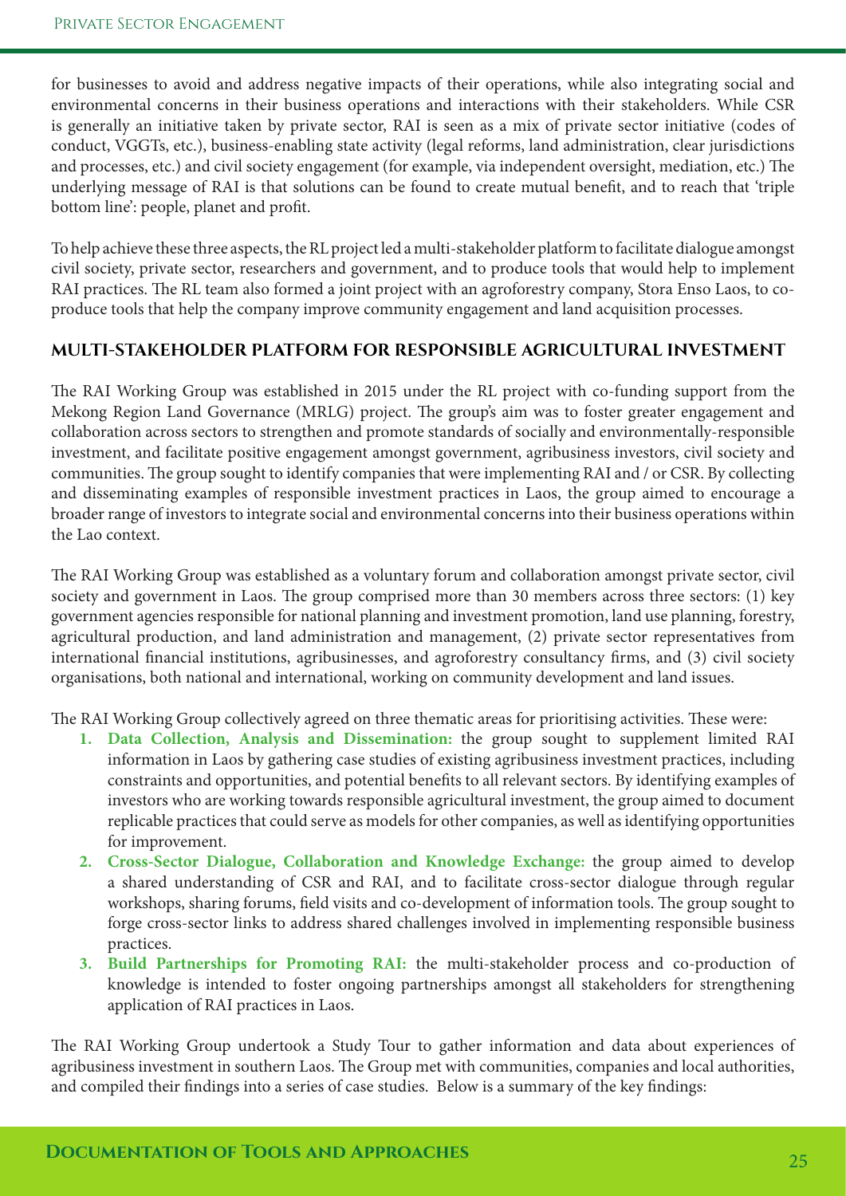for businesses to avoid and address negative impacts of their operations, while also integrating social and environmental concerns in their business operations and interactions with their stakeholders. While CSR is generally an initiative taken by private sector, RAI is seen as a mix of private sector initiative (codes of conduct, VGGTs, etc.), business-enabling state activity (legal reforms, land administration, clear jurisdictions and processes, etc.) and civil society engagement (for example, via independent oversight, mediation, etc.) The underlying message of RAI is that solutions can be found to create mutual benefit, and to reach that 'triple bottom line': people, planet and profit.

To help achieve these three aspects, the RL project led a multi-stakeholder platform to facilitate dialogue amongst civil society, private sector, researchers and government, and to produce tools that would help to implement RAI practices. The RL team also formed a joint project with an agroforestry company, Stora Enso Laos, to co-produce tools that help the company improve community engagement and land acquisition processes.

## Multi-stakeholder platform for responsible agricultural investment

The RAI Working Group was established in 2015 under the RL project with co-funding support from the Mekong Region Land Governance (MRLG) project. The group's aim was to foster greater engagement and collaboration across sectors to strengthen and promote standards of socially and environmentally-responsible investment, and facilitate positive engagement amongst government, agribusiness investors, civil society and communities. The group sought to identify companies that were implementing RAI and / or CSR. By collecting and disseminating examples of responsible investment practices in Laos, the group aimed to encourage a broader range of investors to integrate social and environmental concerns into their business operations within the Lao context.

The RAI Working Group was established as a voluntary forum and collaboration amongst private sector, civil society and government in Laos. The group comprised more than 30 members across three sectors: (1) key government agencies responsible for national planning and investment promotion, land use planning, forestry, agricultural production, and land administration and management, (2) private sector representatives from international financial institutions, agribusinesses, and agroforestry consultancy firms, and (3) civil society organisations, both national and international, working on community development and land issues.

The RAI Working Group collectively agreed on three thematic areas for prioritising activities. These were:

1. **Data Collection, Analysis and Dissemination:** the group sought to supplement limited RAI information in Laos by gathering case studies of existing agribusiness investment practices, including constraints and opportunities, and potential benefits to all relevant sectors. By identifying examples of investors who are working towards responsible agricultural investment, the group aimed to document replicable practices that could serve as models for other companies, as well as identifying opportunities for improvement.
2. **Cross-Sector Dialogue, Collaboration and Knowledge Exchange:** the group aimed to develop a shared understanding of CSR and RAI, and to facilitate cross-sector dialogue through regular workshops, sharing forums, field visits and co-development of information tools. The group sought to forge cross-sector links to address shared challenges involved in implementing responsible business practices.
3. **Build Partnerships for Promoting RAI:** the multi-stakeholder process and co-production of knowledge is intended to foster ongoing partnerships amongst all stakeholders for strengthening application of RAI practices in Laos.

The RAI Working Group undertook a Study Tour to gather information and data about experiences of agribusiness investment in southern Laos. The Group met with communities, companies and local authorities, and compiled their findings into a series of case studies. Below is a summary of the key findings: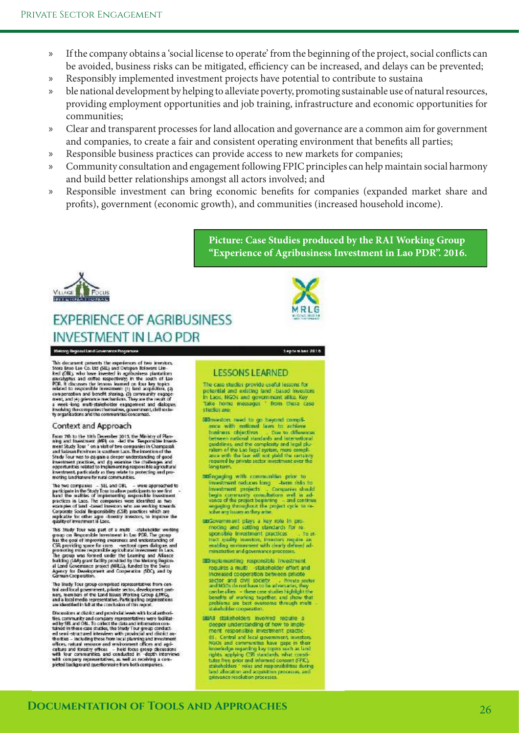- If the company obtains a 'social license to operate' from the beginning of the project, social conflicts can be avoided, business risks can be mitigated, efficiency can be increased, and delays can be prevented;
- Responsibly implemented investment projects have potential to contribute to sustaina
- ble national development by helping to alleviate poverty, promoting sustainable use of natural resources, providing employment opportunities and job training, infrastructure and economic opportunities for communities;
- Clear and transparent processes for land allocation and governance are a common aim for government and companies, to create a fair and consistent operating environment that benefits all parties;
- Responsible business practices can provide access to new markets for companies;
- Community consultation and engagement following FPIC principles can help maintain social harmony and build better relationships amongst all actors involved; and
- Responsible investment can bring economic benefits for companies (expanded market share and profits), government (economic growth), and communities (increased household income).

**Picture: Case Studies produced by the RAI Working Group "Experience of Agribusiness Investment in Lao PDR". 2016.**

# EXPERIENCE OF AGRIBUSINESS INVESTMENT IN LAO PDR

Mekong Regional Land Governance Programme

September 2016

This document presents the experiences of two investors, Stora Enso Lao Co. Ltd (SEL) and Outspan Bolovens Limited (OBL), who have invested in agribusiness plantations (eucalyptus and coffee respectively) in the south of Lao PDR. It discusses the lessons learned on four key topics related to responsible investment: (1) land acquisition, (2) compensation and benefit sharing, (3) community engagement, and (4) grievance mechanisms. They are the result of a week-long multi-stakeholder engagement and dialogue, involving the companies themselves, government, civil society organizations and the communities concerned.

## Context and Approach

From 7th to the 10th December 2015, the Ministry of Planning and Investment (MPI) co-led the 'Responsible Investment Study Tour' on a visit of two companies in Champasak and Salavan Provinces in southern Laos. The intention of the Study Tour was to (a) gain a deeper understanding of good investment practices, and (b) examine the challenges and opportunities related to implementing responsible agricultural investment, particularly as they relate to protecting and promoting land tenure for rural communities.

The two companies – SEL and OBL – were approached to participate in the Study Tour to allow participants to see first-hand the realities of implementing responsible investment practices in Laos. The companies were identified as two examples of land-based investors who are working towards Corporate Social Responsibility (CSR) practices which are replicable for other agro-forestry investors, to improve the quality of investment in Laos.

This Study Tour was part of a multi-stakeholder working group on Responsible Investment in Lao PDR. The group has the goal of improving awareness and understanding of CSR, providing space for cross-sectoral open dialogue, and promoting more responsible agricultural investment in Laos. The group was formed under the Learning and Alliance building (LAA) grant facility provided by the Mekong Regional Land Governance project (MRLG), funded by the Swiss Agency for Development and Cooperation (SDC), and by German Cooperation.

The Study Tour group comprised representatives from central and local government, private sector, development partners, members of the Land Issues Working Group (LIWG), and a local media representative. Participating organisations are identified in full at the conclusion of this report.

Discussions at district and provincial levels with local authorities, community and company representatives were facilitated by SEL and OBL. To collect the data and information contained in these case studies, the Study Tour group conducted semi-structured interviews with provincial and district authorities – including those from local planning and investment offices, natural resource and environment offices and agriculture and forestry offices – held focus group discussions with four communities, and conducted in-depth interviews with company representatives, as well as receiving a completed background questionnaire from both companies.

## LESSONS LEARNED

The case studies provide useful lessons for potential and existing land-based investors in Laos, NGOs and government alike. Key 'take home messages' from these case studies are:

- Investors need to go beyond compliance with national laws to achieve business objectives. Due to differences between national standards and international guidelines, and the complexity and legal pluralism of the Lao legal system, mere compliance with the law will not yield the certainty required by private sector investment over the long term.
- Engaging with communities prior to investment reduces long-term risks to investment projects. Companies should begin community consultations well in advance of the project beginning – and continue engaging throughout the project cycle to resolve any issues as they arise.
- Government plays a key role in promoting and setting standards for responsible investment practices. To attract quality investors, investors require an enabling environment with clearly defined administrative and governance processes.
- Implementing responsible investment requires a multi-stakeholder effort and increased cooperation between private sector and civil society. Private sector and NGOs do not have to be adversaries; they can be allies – these case studies highlight the benefits of working together, and show that problems are best overcome through multi-stakeholder cooperation.
- All stakeholders involved require a deeper understanding of how to implement responsible investment practices. Central and local government, investors, NGOs and communities have gaps in their knowledge regarding key topics such as land rights, applying CSR standards, what constitutes free, prior and informed consent (FPIC), stakeholders' roles and responsibilities during land allocation and acquisition processes, and grievance resolution processes.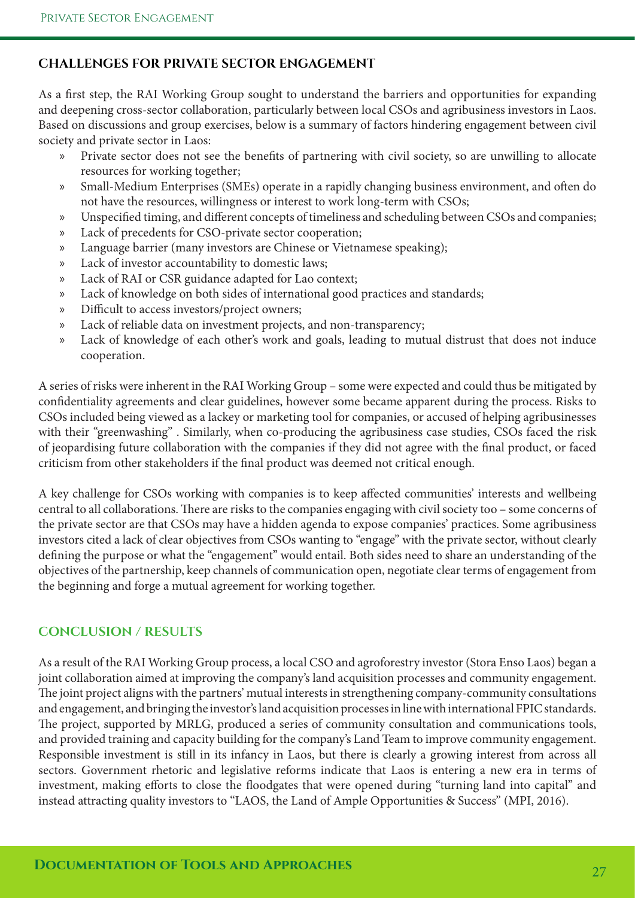## CHALLENGES FOR PRIVATE SECTOR ENGAGEMENT

As a first step, the RAI Working Group sought to understand the barriers and opportunities for expanding and deepening cross-sector collaboration, particularly between local CSOs and agribusiness investors in Laos. Based on discussions and group exercises, below is a summary of factors hindering engagement between civil society and private sector in Laos:

- Private sector does not see the benefits of partnering with civil society, so are unwilling to allocate resources for working together;
- Small-Medium Enterprises (SMEs) operate in a rapidly changing business environment, and often do not have the resources, willingness or interest to work long-term with CSOs;
- Unspecified timing, and different concepts of timeliness and scheduling between CSOs and companies;
- Lack of precedents for CSO-private sector cooperation;
- Language barrier (many investors are Chinese or Vietnamese speaking);
- Lack of investor accountability to domestic laws;
- Lack of RAI or CSR guidance adapted for Lao context;
- Lack of knowledge on both sides of international good practices and standards;
- Difficult to access investors/project owners;
- Lack of reliable data on investment projects, and non-transparency;
- Lack of knowledge of each other's work and goals, leading to mutual distrust that does not induce cooperation.

A series of risks were inherent in the RAI Working Group – some were expected and could thus be mitigated by confidentiality agreements and clear guidelines, however some became apparent during the process. Risks to CSOs included being viewed as a lackey or marketing tool for companies, or accused of helping agribusinesses with their "greenwashing" . Similarly, when co-producing the agribusiness case studies, CSOs faced the risk of jeopardising future collaboration with the companies if they did not agree with the final product, or faced criticism from other stakeholders if the final product was deemed not critical enough.

A key challenge for CSOs working with companies is to keep affected communities' interests and wellbeing central to all collaborations. There are risks to the companies engaging with civil society too – some concerns of the private sector are that CSOs may have a hidden agenda to expose companies' practices. Some agribusiness investors cited a lack of clear objectives from CSOs wanting to "engage" with the private sector, without clearly defining the purpose or what the "engagement" would entail. Both sides need to share an understanding of the objectives of the partnership, keep channels of communication open, negotiate clear terms of engagement from the beginning and forge a mutual agreement for working together.

## CONCLUSION / RESULTS

As a result of the RAI Working Group process, a local CSO and agroforestry investor (Stora Enso Laos) began a joint collaboration aimed at improving the company's land acquisition processes and community engagement. The joint project aligns with the partners' mutual interests in strengthening company-community consultations and engagement, and bringing the investor's land acquisition processes in line with international FPIC standards. The project, supported by MRLG, produced a series of community consultation and communications tools, and provided training and capacity building for the company's Land Team to improve community engagement. Responsible investment is still in its infancy in Laos, but there is clearly a growing interest from across all sectors. Government rhetoric and legislative reforms indicate that Laos is entering a new era in terms of investment, making efforts to close the floodgates that were opened during "turning land into capital" and instead attracting quality investors to "LAOS, the Land of Ample Opportunities & Success" (MPI, 2016).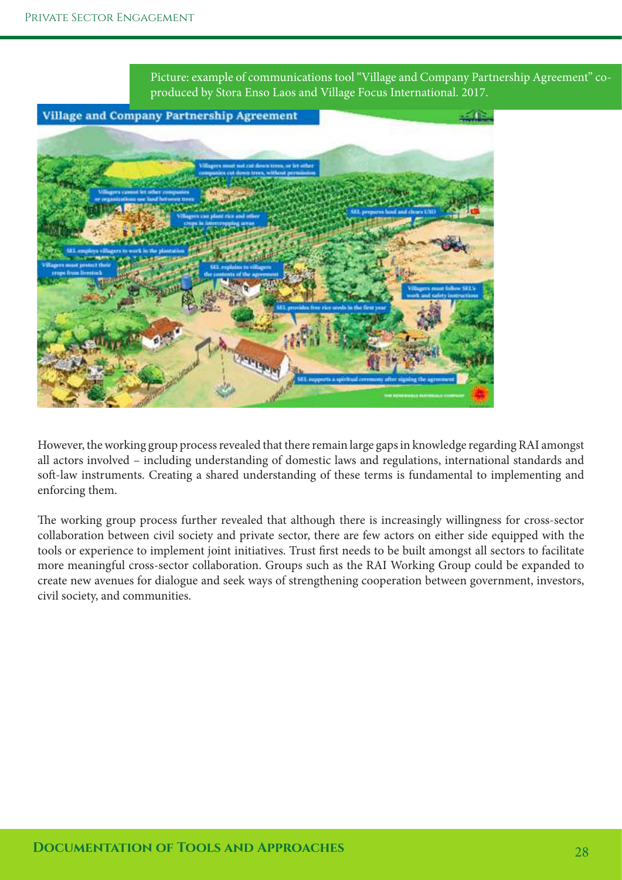Picture: example of communications tool "Village and Company Partnership Agreement" co-produced by Stora Enso Laos and Village Focus International. 2017.

However, the working group process revealed that there remain large gaps in knowledge regarding RAI amongst all actors involved – including understanding of domestic laws and regulations, international standards and soft-law instruments. Creating a shared understanding of these terms is fundamental to implementing and enforcing them.

The working group process further revealed that although there is increasingly willingness for cross-sector collaboration between civil society and private sector, there are few actors on either side equipped with the tools or experience to implement joint initiatives. Trust first needs to be built amongst all sectors to facilitate more meaningful cross-sector collaboration. Groups such as the RAI Working Group could be expanded to create new avenues for dialogue and seek ways of strengthening cooperation between government, investors, civil society, and communities.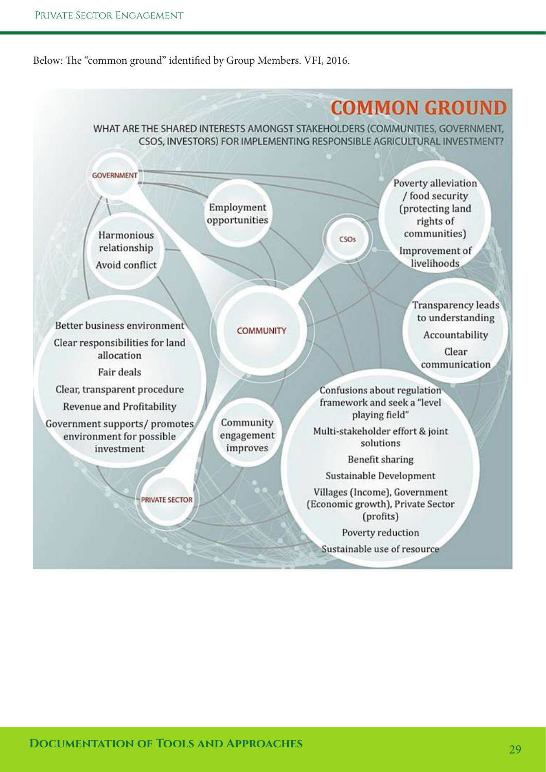Below: The "common ground" identified by Group Members. VFI, 2016.

COMMON GROUND

WHAT ARE THE SHARED INTERESTS AMONGST STAKEHOLDERS (COMMUNITIES, GOVERNMENT, CSOS, INVESTORS) FOR IMPLEMENTING RESPONSIBLE AGRICULTURAL INVESTMENT?

GOVERNMENT

Harmonious relationship

Avoid conflict

Employment opportunities

CSOs

Poverty alleviation / food security (protecting land rights of communities)

Improvement of livelihoods

COMMUNITY

Transparency leads to understanding

Accountability

Clear communication

Better business environment

Clear responsibilities for land allocation

Fair deals

Clear, transparent procedure

Revenue and Profitability

Government supports/ promotes environment for possible investment

Community engagement improves

Confusions about regulation framework and seek a "level playing field"

Multi-stakeholder effort & joint solutions

Benefit sharing

Sustainable Development

Villages (Income), Government (Economic growth), Private Sector (profits)

Poverty reduction

Sustainable use of resource

PRIVATE SECTOR